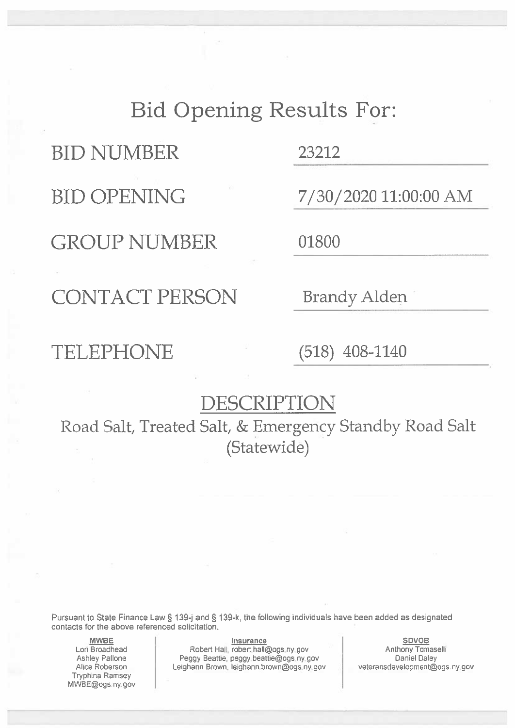# Bid Opening Results For:

| | |
|---|---|
| BID NUMBER | 23212 |
| BID OPENING | 7/30/2020 11:00:00 AM |
| GROUP NUMBER | 01800 |
| CONTACT PERSON | Brandy Alden |
| TELEPHONE | (518) 408-1140 |

## DESCRIPTION

Road Salt, Treated Salt, & Emergency Standby Road Salt (Statewide)

Pursuant to State Finance Law § 139-j and § 139-k, the following individuals have been added as designated contacts for the above referenced solicitation.

**MWBE**
Lori Broadhead
Ashley Pallone
Alice Roberson
Tryphina Ramsey
MWBE@ogs.ny.gov

**Insurance**
Robert Hall, robert.hall@ogs.ny.gov
Peggy Beattie, peggy.beattie@ogs.ny.gov
Leighann Brown, leighann.brown@ogs.ny.gov

**SDVOB**
Anthony Tomaselli
Daniel Daley
veteransdevelopment@ogs.ny.gov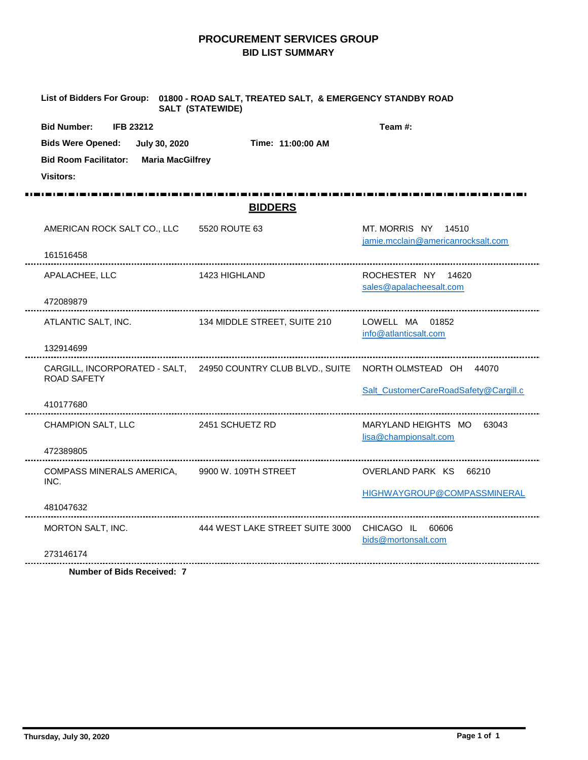# PROCUREMENT SERVICES GROUP

## BID LIST SUMMARY

**List of Bidders For Group:** **01800 - ROAD SALT, TREATED SALT, & EMERGENCY STANDBY ROAD SALT (STATEWIDE)**

**Bid Number:** **IFB 23212** **Team #:**

**Bids Were Opened:** **July 30, 2020** **Time: 11:00:00 AM**

**Bid Room Facilitator:** **Maria MacGilfrey**

**Visitors:**

## BIDDERS

| Bidder | Address | City / State / Zip / Email |
|---|---|---|
| AMERICAN ROCK SALT CO., LLC<br>161516458 | 5520 ROUTE 63 | MT. MORRIS NY 14510<br>jamie.mcclain@americanrocksalt.com |
| APALACHEE, LLC<br>472089879 | 1423 HIGHLAND | ROCHESTER NY 14620<br>sales@apalacheesalt.com |
| ATLANTIC SALT, INC.<br>132914699 | 134 MIDDLE STREET, SUITE 210 | LOWELL MA 01852<br>info@atlanticsalt.com |
| CARGILL, INCORPORATED - SALT, ROAD SAFETY<br>410177680 | 24950 COUNTRY CLUB BLVD., SUITE | NORTH OLMSTEAD OH 44070<br>Salt_CustomerCareRoadSafety@Cargill.c |
| CHAMPION SALT, LLC<br>472389805 | 2451 SCHUETZ RD | MARYLAND HEIGHTS MO 63043<br>lisa@championsalt.com |
| COMPASS MINERALS AMERICA, INC.<br>481047632 | 9900 W. 109TH STREET | OVERLAND PARK KS 66210<br>HIGHWAYGROUP@COMPASSMINERAL |
| MORTON SALT, INC.<br>273146174 | 444 WEST LAKE STREET SUITE 3000 | CHICAGO IL 60606<br>bids@mortonsalt.com |

**Number of Bids Received: 7**

**Thursday, July 30, 2020**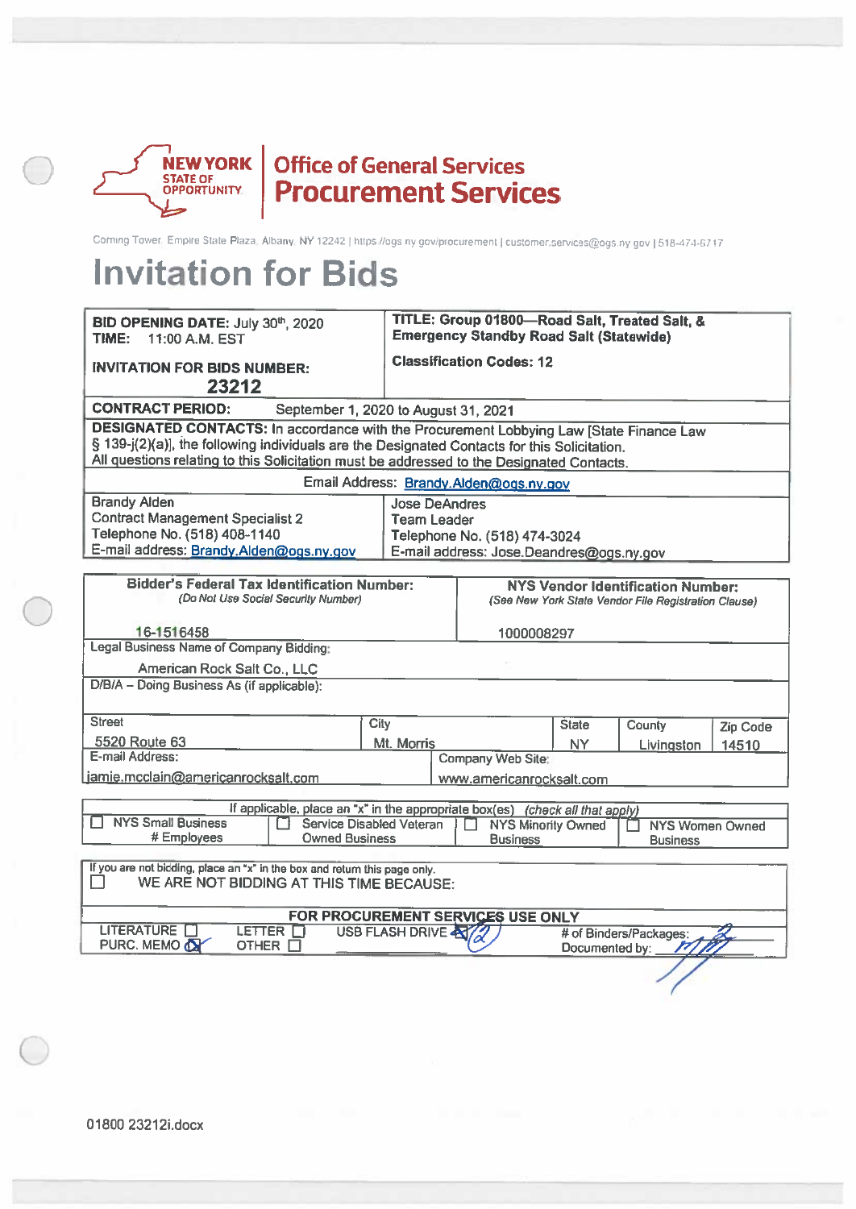**NEW YORK STATE OF OPPORTUNITY** | **Office of General Services Procurement Services**

Corning Tower, Empire State Plaza, Albany, NY 12242 | https://ogs.ny.gov/procurement | customer.services@ogs.ny.gov | 518-474-6717

# Invitation for Bids

| | |
|---|---|
| **BID OPENING DATE:** July 30th, 2020<br>**TIME:** 11:00 A.M. EST<br><br>**INVITATION FOR BIDS NUMBER:**<br>**23212** | **TITLE: Group 01800—Road Salt, Treated Salt, & Emergency Standby Road Salt (Statewide)**<br><br>**Classification Codes: 12** |
| **CONTRACT PERIOD:** September 1, 2020 to August 31, 2021 | |
| **DESIGNATED CONTACTS:** In accordance with the Procurement Lobbying Law [State Finance Law § 139-j(2)(a)], the following individuals are the Designated Contacts for this Solicitation. All questions relating to this Solicitation must be addressed to the Designated Contacts. | |
| Email Address: Brandy.Alden@ogs.ny.gov | |
| Brandy Alden<br>Contract Management Specialist 2<br>Telephone No. (518) 408-1140<br>E-mail address: Brandy.Alden@ogs.ny.gov | Jose DeAndres<br>Team Leader<br>Telephone No. (518) 474-3024<br>E-mail address: Jose.Deandres@ogs.ny.gov |

| | | | | | |
|---|---|---|---|---|---|
| **Bidder's Federal Tax Identification Number:** *(Do Not Use Social Security Number)*<br>16-1516458 | | | **NYS Vendor Identification Number:** *(See New York State Vendor File Registration Clause)*<br>1000008297 | | |
| Legal Business Name of Company Bidding:<br>American Rock Salt Co., LLC | | | | | |
| D/B/A – Doing Business As (if applicable): | | | | | |
| Street<br>5520 Route 63 | City<br>Mt. Morris | | State<br>NY | County<br>Livingston | Zip Code<br>14510 |
| E-mail Address:<br>jamie.mcclain@americanrocksalt.com | | Company Web Site:<br>www.americanrocksalt.com | | | |

| If applicable, place an "x" in the appropriate box(es) *(check all that apply)* | | | |
|---|---|---|---|
| ☐ NYS Small Business # Employees | ☐ Service Disabled Veteran Owned Business | ☐ NYS Minority Owned Business | ☐ NYS Women Owned Business |

| |
|---|
| If you are not bidding, place an "x" in the box and return this page only.<br>☐ WE ARE NOT BIDDING AT THIS TIME BECAUSE: |

| FOR PROCUREMENT SERVICES USE ONLY | | | |
|---|---|---|---|
| LITERATURE ☐<br>PURC. MEMO ☒ | LETTER ☐<br>OTHER ☐ | USB FLASH DRIVE ☒ (2) | # of Binders/Packages: 2<br>Documented by: |

01800 23212i.docx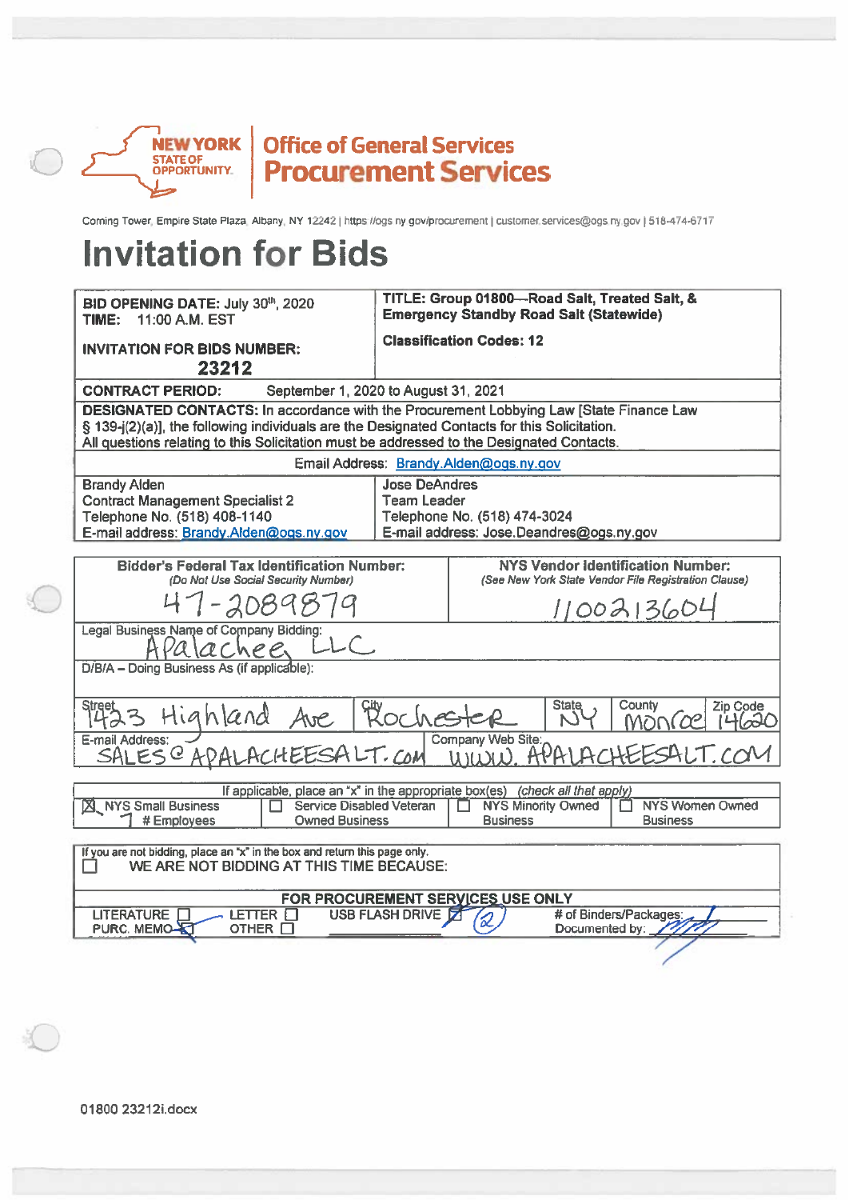NEW YORK STATE OF OPPORTUNITY | Office of General Services **Procurement Services**

Corning Tower, Empire State Plaza, Albany, NY 12242 | https://ogs.ny.gov/procurement | customer.services@ogs.ny.gov | 518-474-6717

# Invitation for Bids

| | |
|---|---|
| **BID OPENING DATE:** July 30th, 2020<br>**TIME:** 11:00 A.M. EST<br><br>**INVITATION FOR BIDS NUMBER:**<br>**23212** | **TITLE: Group 01800—Road Salt, Treated Salt, & Emergency Standby Road Salt (Statewide)**<br><br>**Classification Codes: 12** |
| **CONTRACT PERIOD:** September 1, 2020 to August 31, 2021 | |
| **DESIGNATED CONTACTS:** In accordance with the Procurement Lobbying Law [State Finance Law § 139-j(2)(a)], the following individuals are the Designated Contacts for this Solicitation. All questions relating to this Solicitation must be addressed to the Designated Contacts. | |
| Email Address: Brandy.Alden@ogs.ny.gov | |
| Brandy Alden<br>Contract Management Specialist 2<br>Telephone No. (518) 408-1140<br>E-mail address: Brandy.Alden@ogs.ny.gov | Jose DeAndres<br>Team Leader<br>Telephone No. (518) 474-3024<br>E-mail address: Jose.Deandres@ogs.ny.gov |

| | | | | |
|---|---|---|---|---|
| **Bidder's Federal Tax Identification Number:**<br>*(Do Not Use Social Security Number)*<br>47-2089879 | | **NYS Vendor Identification Number:**<br>*(See New York State Vendor File Registration Clause)*<br>1100213604 | | |
| Legal Business Name of Company Bidding:<br>Apalachee, LLC | | | | |
| D/B/A – Doing Business As (if applicable): | | | | |
| Street<br>1423 Highland Ave | City<br>Rochester | State<br>NY | County<br>Monroe | Zip Code<br>14620 |
| E-mail Address:<br>SALES@APALACHEESALT.COM | | Company Web Site:<br>WWW.APALACHEESALT.COM | | |

If applicable, place an "x" in the appropriate box(es) *(check all that apply)*

| | | | |
|---|---|---|---|
| ☒ NYS Small Business<br>7 # Employees | ☐ Service Disabled Veteran Owned Business | ☐ NYS Minority Owned Business | ☐ NYS Women Owned Business |

If you are not bidding, place an "x" in the box and return this page only.

☐ WE ARE NOT BIDDING AT THIS TIME BECAUSE:

**FOR PROCUREMENT SERVICES USE ONLY**

| | | | |
|---|---|---|---|
| LITERATURE ☐<br>PURC. MEMO ☒ | LETTER ☐<br>OTHER ☐ | USB FLASH DRIVE ☒ (2) | # of Binders/Packages:<br>Documented by: |

01800 23212i.docx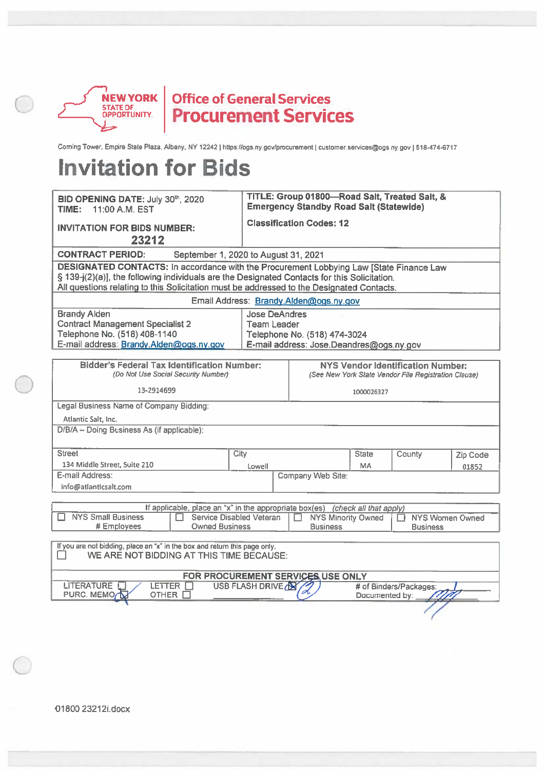**NEW YORK STATE OF OPPORTUNITY** | **Office of General Services Procurement Services**

Corning Tower, Empire State Plaza, Albany, NY 12242 | https://ogs.ny.gov/procurement | customer.services@ogs.ny.gov | 518-474-6717

# Invitation for Bids

| **BID OPENING DATE:** July 30th, 2020 **TIME:** 11:00 A.M. EST **INVITATION FOR BIDS NUMBER: 23212** | **TITLE: Group 01800—Road Salt, Treated Salt, & Emergency Standby Road Salt (Statewide)** **Classification Codes: 12** |
|---|---|
| **CONTRACT PERIOD:** September 1, 2020 to August 31, 2021 | |
| **DESIGNATED CONTACTS:** In accordance with the Procurement Lobbying Law [State Finance Law § 139-j(2)(a)], the following individuals are the Designated Contacts for this Solicitation. All questions relating to this Solicitation must be addressed to the Designated Contacts. | |
| Email Address: Brandy.Alden@ogs.ny.gov | |
| Brandy Alden<br>Contract Management Specialist 2<br>Telephone No. (518) 408-1140<br>E-mail address: Brandy.Alden@ogs.ny.gov | Jose DeAndres<br>Team Leader<br>Telephone No. (518) 474-3024<br>E-mail address: Jose.Deandres@ogs.ny.gov |

| **Bidder's Federal Tax Identification Number:** *(Do Not Use Social Security Number)* | **NYS Vendor Identification Number:** *(See New York State Vendor File Registration Clause)* |
|---|---|
| 13-2914699 | 1000026327 |
| Legal Business Name of Company Bidding: Atlantic Salt, Inc. | |
| D/B/A – Doing Business As (if applicable): | |

| Street | City | State | County | Zip Code |
|---|---|---|---|---|
| 134 Middle Street, Suite 210 | Lowell | MA | | 01852 |

| E-mail Address: | Company Web Site: |
|---|---|
| info@atlanticsalt.com | |

If applicable, place an "x" in the appropriate box(es) *(check all that apply)*

| ☐ NYS Small Business # Employees | ☐ Service Disabled Veteran Owned Business | ☐ NYS Minority Owned Business | ☐ NYS Women Owned Business |
|---|---|---|---|

If you are not bidding, place an "x" in the box and return this page only.

☐ WE ARE NOT BIDDING AT THIS TIME BECAUSE:

| **FOR PROCUREMENT SERVICES USE ONLY** | | | |
|---|---|---|---|
| LITERATURE ☐<br>PURC. MEMO ☒ | LETTER ☐<br>OTHER ☐ | USB FLASH DRIVE ☒ (2) | # of Binders/Packages: 1<br>Documented by: |

01800 23212i.docx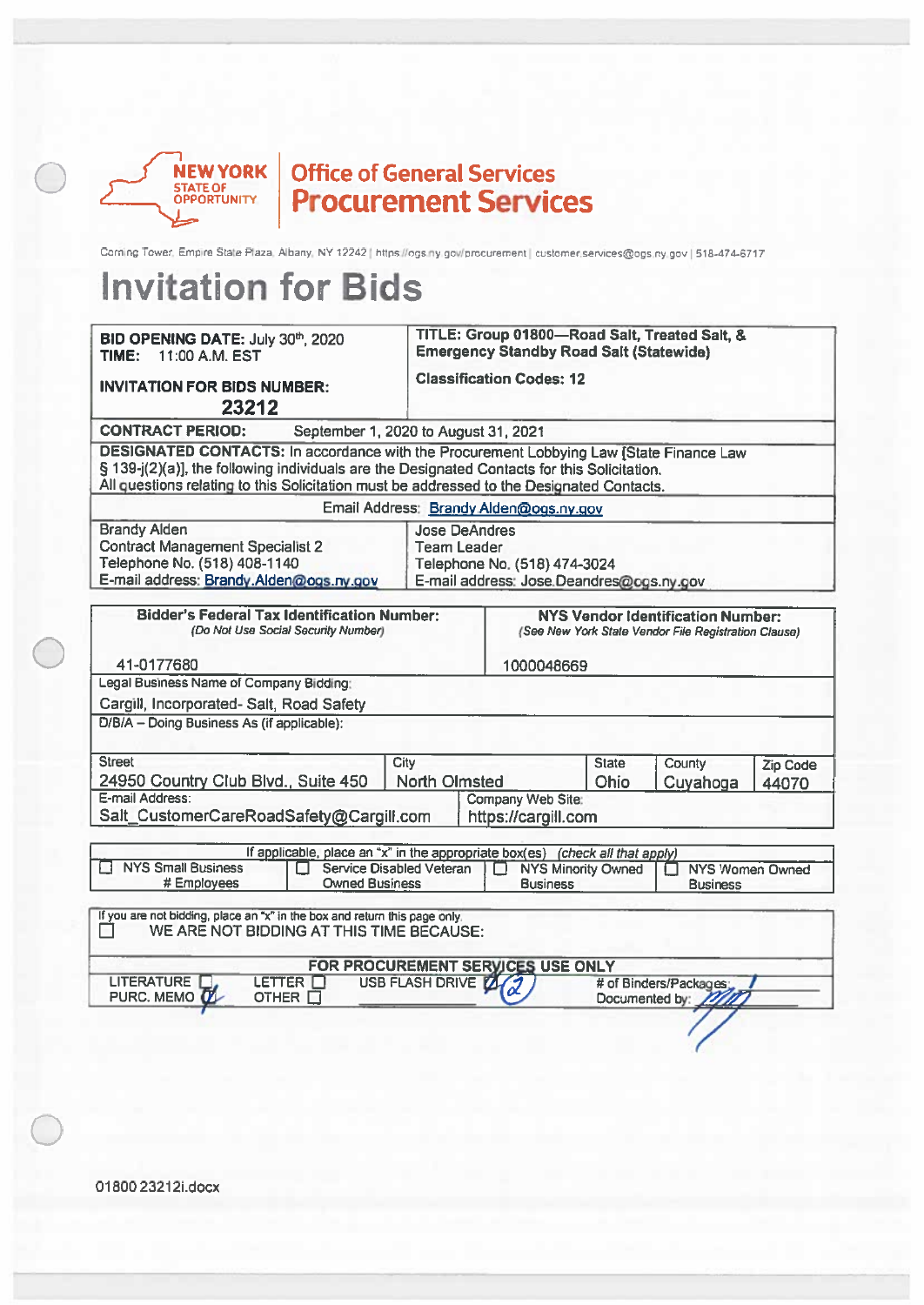**NEW YORK STATE OF OPPORTUNITY** | **Office of General Services Procurement Services**

Corning Tower, Empire State Plaza, Albany, NY 12242 | https://ogs.ny.gov/procurement | customer.services@ogs.ny.gov | 518-474-6717

# Invitation for Bids

| **BID OPENING DATE:** July 30th, 2020 **TIME:** 11:00 A.M. EST **INVITATION FOR BIDS NUMBER:** **23212** | **TITLE: Group 01800—Road Salt, Treated Salt, & Emergency Standby Road Salt (Statewide)** **Classification Codes: 12** |
|---|---|
| **CONTRACT PERIOD:** September 1, 2020 to August 31, 2021 | |
| **DESIGNATED CONTACTS:** In accordance with the Procurement Lobbying Law [State Finance Law § 139-j(2)(a)], the following individuals are the Designated Contacts for this Solicitation. All questions relating to this Solicitation must be addressed to the Designated Contacts. | |
| Email Address: Brandy.Alden@ogs.ny.gov | |
| Brandy Alden<br>Contract Management Specialist 2<br>Telephone No. (518) 408-1140<br>E-mail address: Brandy.Alden@ogs.ny.gov | Jose DeAndres<br>Team Leader<br>Telephone No. (518) 474-3024<br>E-mail address: Jose.Deandres@ogs.ny.gov |

| **Bidder's Federal Tax Identification Number:** *(Do Not Use Social Security Number)* | **NYS Vendor Identification Number:** *(See New York State Vendor File Registration Clause)* |
|---|---|
| 41-0177680 | 1000048669 |
| Legal Business Name of Company Bidding: Cargill, Incorporated- Salt, Road Safety | |
| D/B/A – Doing Business As (if applicable): | |

| Street | City | State | County | Zip Code |
|---|---|---|---|---|
| 24950 Country Club Blvd., Suite 450 | North Olmsted | Ohio | Cuyahoga | 44070 |

| E-mail Address: | Company Web Site: |
|---|---|
| Salt_CustomerCareRoadSafety@Cargill.com | https://cargill.com |

If applicable, place an "x" in the appropriate box(es) *(check all that apply)*

| ☐ NYS Small Business # Employees | ☐ Service Disabled Veteran Owned Business | ☐ NYS Minority Owned Business | ☐ NYS Women Owned Business |
|---|---|---|---|

If you are not bidding, place an "x" in the box and return this page only.

☐ WE ARE NOT BIDDING AT THIS TIME BECAUSE:

**FOR PROCUREMENT SERVICES USE ONLY**

| LITERATURE ☐ | LETTER ☐ | USB FLASH DRIVE ☑ (2) | # of Binders/Packages: 1 |
|---|---|---|---|
| PURC. MEMO ☑ | OTHER ☐ | | Documented by: |

01800 23212i.docx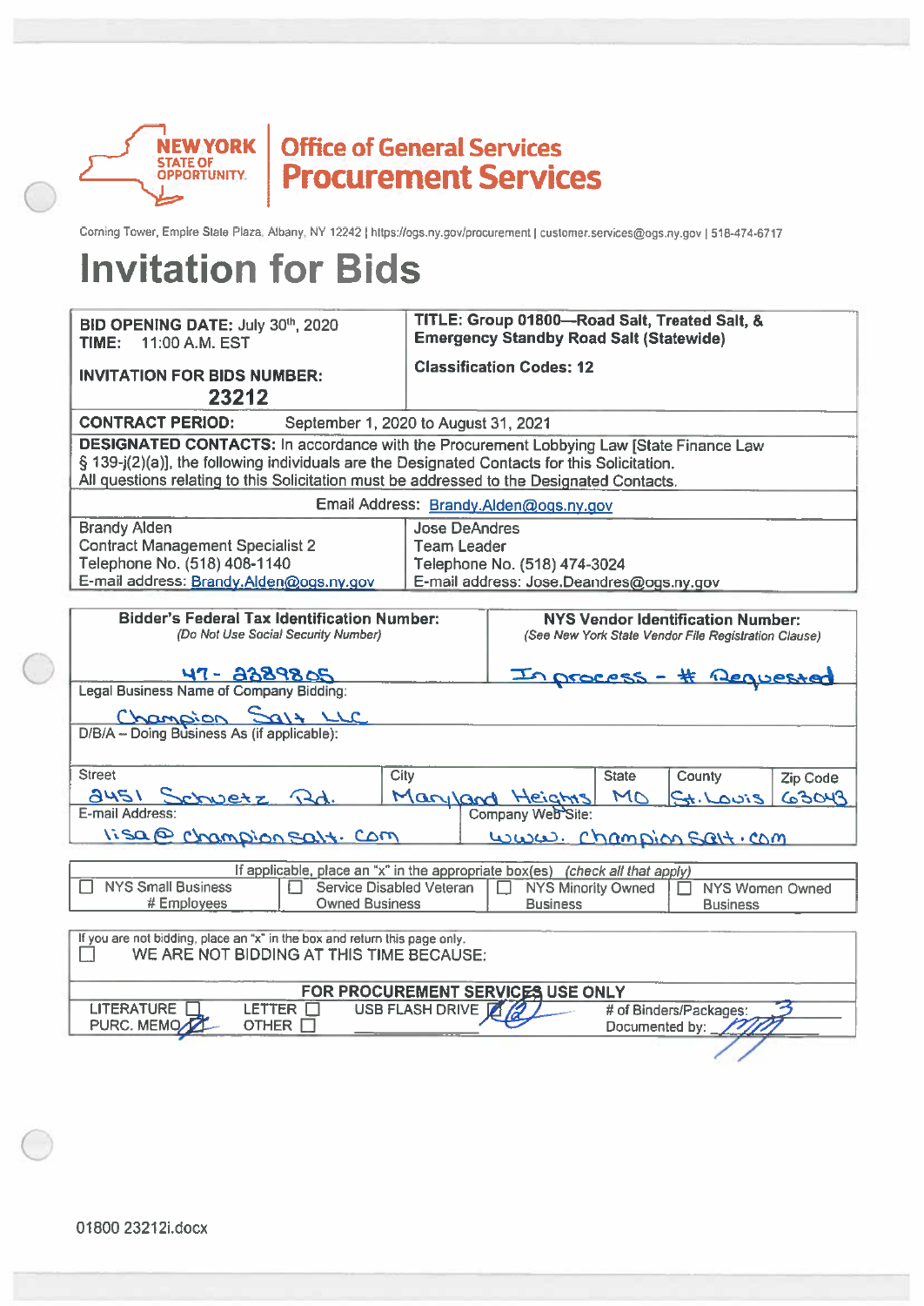NEW YORK STATE OF OPPORTUNITY | Office of General Services **Procurement Services**

Corning Tower, Empire State Plaza, Albany, NY 12242 | https://ogs.ny.gov/procurement | customer.services@ogs.ny.gov | 518-474-6717

# Invitation for Bids

| | |
|---|---|
| **BID OPENING DATE:** July 30th, 2020<br>**TIME:** 11:00 A.M. EST<br><br>**INVITATION FOR BIDS NUMBER:**<br>**23212** | **TITLE: Group 01800—Road Salt, Treated Salt, & Emergency Standby Road Salt (Statewide)**<br><br>**Classification Codes: 12** |
| **CONTRACT PERIOD:** September 1, 2020 to August 31, 2021 | |
| **DESIGNATED CONTACTS:** In accordance with the Procurement Lobbying Law [State Finance Law § 139-j(2)(a)], the following individuals are the Designated Contacts for this Solicitation. All questions relating to this Solicitation must be addressed to the Designated Contacts. | |
| Email Address: Brandy.Alden@ogs.ny.gov | |
| Brandy Alden<br>Contract Management Specialist 2<br>Telephone No. (518) 408-1140<br>E-mail address: Brandy.Alden@ogs.ny.gov | Jose DeAndres<br>Team Leader<br>Telephone No. (518) 474-3024<br>E-mail address: Jose.Deandres@ogs.ny.gov |

| | | | | |
|---|---|---|---|---|
| **Bidder's Federal Tax Identification Number:**<br>*(Do Not Use Social Security Number)*<br>47-2389805 | | **NYS Vendor Identification Number:**<br>*(See New York State Vendor File Registration Clause)*<br>In process - # Requested | | |
| Legal Business Name of Company Bidding:<br>Champion Salt LLC | | | | |
| D/B/A – Doing Business As (if applicable): | | | | |
| Street<br>2451 Schuetz Rd. | City<br>Maryland Heights | State<br>MO | County<br>St. Louis | Zip Code<br>63043 |
| E-mail Address:<br>lisa@championsalt.com | | Company Web Site:<br>www.championsalt.com | | |

If applicable, place an "x" in the appropriate box(es) *(check all that apply)*

| | | | |
|---|---|---|---|
| ☐ NYS Small Business<br># Employees | ☐ Service Disabled Veteran Owned Business | ☐ NYS Minority Owned Business | ☐ NYS Women Owned Business |

If you are not bidding, place an "x" in the box and return this page only.

☐ WE ARE NOT BIDDING AT THIS TIME BECAUSE:

| **FOR PROCUREMENT SERVICES USE ONLY** | | | |
|---|---|---|---|
| LITERATURE ☐<br>PURC. MEMO ☒ | LETTER ☐<br>OTHER ☐ | USB FLASH DRIVE ☒ 2 | # of Binders/Packages: 3<br>Documented by: |

01800 23212i.docx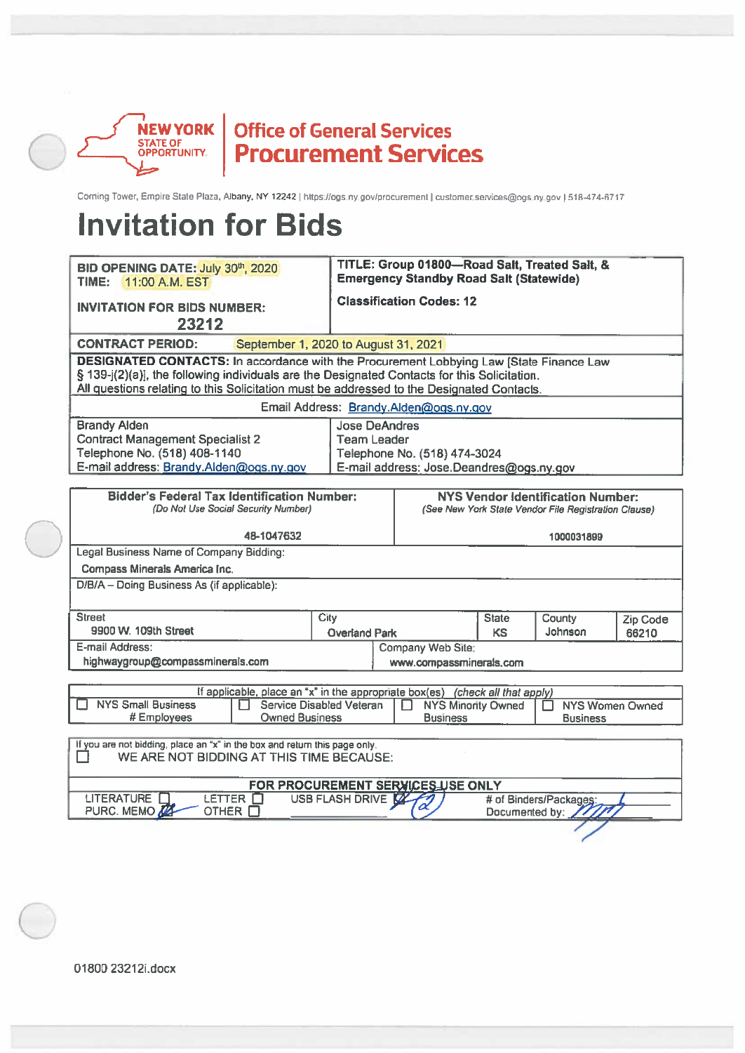**NEW YORK STATE OF OPPORTUNITY** | **Office of General Services Procurement Services**

Corning Tower, Empire State Plaza, Albany, NY 12242 | https://ogs.ny.gov/procurement | customer.services@ogs.ny.gov | 518-474-6717

# Invitation for Bids

| **BID OPENING DATE:** July 30th, 2020<br>**TIME:** 11:00 A.M. EST<br><br>**INVITATION FOR BIDS NUMBER:**<br>**23212** | **TITLE: Group 01800—Road Salt, Treated Salt, & Emergency Standby Road Salt (Statewide)**<br><br>**Classification Codes: 12** |
|---|---|
| **CONTRACT PERIOD:** September 1, 2020 to August 31, 2021 | |

**DESIGNATED CONTACTS:** In accordance with the Procurement Lobbying Law [State Finance Law § 139-j(2)(a)], the following individuals are the Designated Contacts for this Solicitation. All questions relating to this Solicitation must be addressed to the Designated Contacts.

Email Address: Brandy.Alden@ogs.ny.gov

| | |
|---|---|
| Brandy Alden<br>Contract Management Specialist 2<br>Telephone No. (518) 408-1140<br>E-mail address: Brandy.Alden@ogs.ny.gov | Jose DeAndres<br>Team Leader<br>Telephone No. (518) 474-3024<br>E-mail address: Jose.Deandres@ogs.ny.gov |

| **Bidder's Federal Tax Identification Number:**<br>*(Do Not Use Social Security Number)* | | | **NYS Vendor Identification Number:**<br>*(See New York State Vendor File Registration Clause)* | |
|---|---|---|---|---|
| 48-1047632 | | | 1000031899 | |
| Legal Business Name of Company Bidding:<br>Compass Minerals America Inc. | | | | |
| D/B/A – Doing Business As (if applicable): | | | | |
| Street<br>9900 W. 109th Street | City<br>Overland Park | State<br>KS | County<br>Johnson | Zip Code<br>66210 |
| E-mail Address:<br>highwaygroup@compassminerals.com | | Company Web Site:<br>www.compassminerals.com | | |

If applicable, place an "x" in the appropriate box(es) *(check all that apply)*

| ☐ NYS Small Business # Employees | ☐ Service Disabled Veteran Owned Business | ☐ NYS Minority Owned Business | ☐ NYS Women Owned Business |
|---|---|---|---|

If you are not bidding, place an "x" in the box and return this page only.
☐ WE ARE NOT BIDDING AT THIS TIME BECAUSE:

**FOR PROCUREMENT SERVICES USE ONLY**

| | | | |
|---|---|---|---|
| LITERATURE ☐ | LETTER ☐ | USB FLASH DRIVE ☒ (2) | # of Binders/Packages: 1 |
| PURC. MEMO ☒ | OTHER ☐ | | Documented by: [signature] |

01800 23212i.docx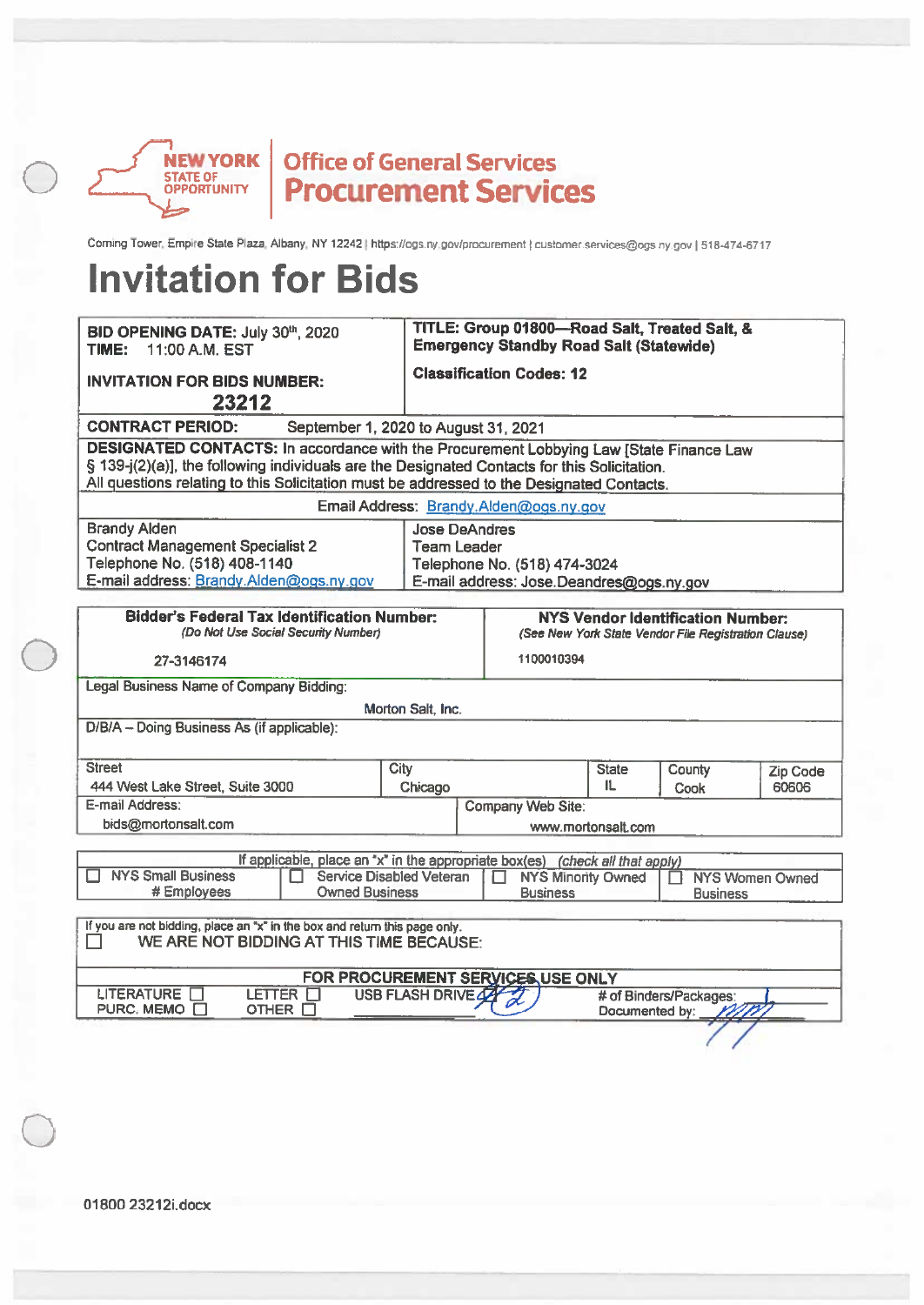NEW YORK STATE OF OPPORTUNITY | Office of General Services **Procurement Services**

Corning Tower, Empire State Plaza, Albany, NY 12242 | https://ogs.ny.gov/procurement | customer.services@ogs.ny.gov | 518-474-6717

# Invitation for Bids

| **BID OPENING DATE:** July 30th, 2020<br>**TIME:** 11:00 A.M. EST<br><br>**INVITATION FOR BIDS NUMBER:**<br>**23212** | **TITLE: Group 01800—Road Salt, Treated Salt, & Emergency Standby Road Salt (Statewide)**<br><br>**Classification Codes: 12** |
|---|---|
| **CONTRACT PERIOD:** September 1, 2020 to August 31, 2021 | |
| **DESIGNATED CONTACTS:** In accordance with the Procurement Lobbying Law [State Finance Law § 139-j(2)(a)], the following individuals are the Designated Contacts for this Solicitation. All questions relating to this Solicitation must be addressed to the Designated Contacts. | |
| Email Address: Brandy.Alden@ogs.ny.gov | |
| Brandy Alden<br>Contract Management Specialist 2<br>Telephone No. (518) 408-1140<br>E-mail address: Brandy.Alden@ogs.ny.gov | Jose DeAndres<br>Team Leader<br>Telephone No. (518) 474-3024<br>E-mail address: Jose.Deandres@ogs.ny.gov |

| **Bidder's Federal Tax Identification Number:**<br>*(Do Not Use Social Security Number)*<br><br>27-3146174 | | | **NYS Vendor Identification Number:**<br>*(See New York State Vendor File Registration Clause)*<br><br>1100010394 | | |
|---|---|---|---|---|---|
| Legal Business Name of Company Bidding:<br>Morton Salt, Inc. | | | | | |
| D/B/A – Doing Business As (if applicable): | | | | | |
| Street<br>444 West Lake Street, Suite 3000 | City<br>Chicago | | State<br>IL | County<br>Cook | Zip Code<br>60606 |
| E-mail Address:<br>bids@mortonsalt.com | | Company Web Site:<br>www.mortonsalt.com | | | |

| If applicable, place an "x" in the appropriate box(es) *(check all that apply)* | | | |
|---|---|---|---|
| ☐ NYS Small Business # Employees | ☐ Service Disabled Veteran Owned Business | ☐ NYS Minority Owned Business | ☐ NYS Women Owned Business |

| If you are not bidding, place an "x" in the box and return this page only. |
|---|
| ☐ WE ARE NOT BIDDING AT THIS TIME BECAUSE: |

| **FOR PROCUREMENT SERVICES USE ONLY** | | | |
|---|---|---|---|
| LITERATURE ☐<br>PURC. MEMO ☐ | LETTER ☐<br>OTHER ☐ | USB FLASH DRIVE #2 | # of Binders/Packages: 1<br>Documented by: |

01800 23212i.docx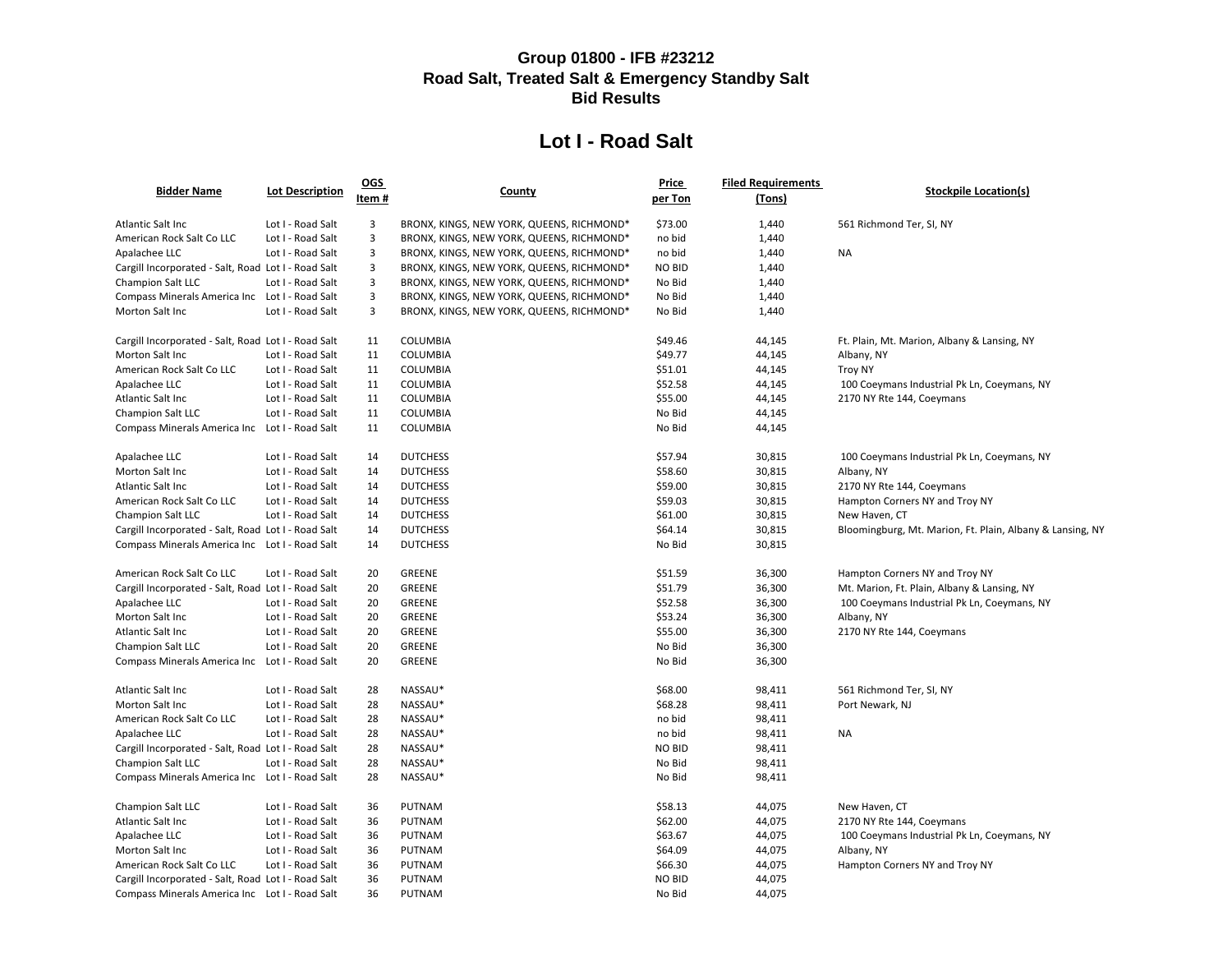## Group 01800 - IFB #23212
## Road Salt, Treated Salt & Emergency Standby Salt
## Bid Results

# Lot I - Road Salt

| Bidder Name | Lot Description | OGS Item # | County | Price per Ton | Filed Requirements (Tons) | Stockpile Location(s) |
|---|---|---|---|---|---|---|
| Atlantic Salt Inc | Lot I - Road Salt | 3 | BRONX, KINGS, NEW YORK, QUEENS, RICHMOND* | $73.00 | 1,440 | 561 Richmond Ter, SI, NY |
| American Rock Salt Co LLC | Lot I - Road Salt | 3 | BRONX, KINGS, NEW YORK, QUEENS, RICHMOND* | no bid | 1,440 | |
| Apalachee LLC | Lot I - Road Salt | 3 | BRONX, KINGS, NEW YORK, QUEENS, RICHMOND* | no bid | 1,440 | NA |
| Cargill Incorporated - Salt, Road | Lot I - Road Salt | 3 | BRONX, KINGS, NEW YORK, QUEENS, RICHMOND* | NO BID | 1,440 | |
| Champion Salt LLC | Lot I - Road Salt | 3 | BRONX, KINGS, NEW YORK, QUEENS, RICHMOND* | No Bid | 1,440 | |
| Compass Minerals America Inc | Lot I - Road Salt | 3 | BRONX, KINGS, NEW YORK, QUEENS, RICHMOND* | No Bid | 1,440 | |
| Morton Salt Inc | Lot I - Road Salt | 3 | BRONX, KINGS, NEW YORK, QUEENS, RICHMOND* | No Bid | 1,440 | |
| Cargill Incorporated - Salt, Road | Lot I - Road Salt | 11 | COLUMBIA | $49.46 | 44,145 | Ft. Plain, Mt. Marion, Albany & Lansing, NY |
| Morton Salt Inc | Lot I - Road Salt | 11 | COLUMBIA | $49.77 | 44,145 | Albany, NY |
| American Rock Salt Co LLC | Lot I - Road Salt | 11 | COLUMBIA | $51.01 | 44,145 | Troy NY |
| Apalachee LLC | Lot I - Road Salt | 11 | COLUMBIA | $52.58 | 44,145 | 100 Coeymans Industrial Pk Ln, Coeymans, NY |
| Atlantic Salt Inc | Lot I - Road Salt | 11 | COLUMBIA | $55.00 | 44,145 | 2170 NY Rte 144, Coeymans |
| Champion Salt LLC | Lot I - Road Salt | 11 | COLUMBIA | No Bid | 44,145 | |
| Compass Minerals America Inc | Lot I - Road Salt | 11 | COLUMBIA | No Bid | 44,145 | |
| Apalachee LLC | Lot I - Road Salt | 14 | DUTCHESS | $57.94 | 30,815 | 100 Coeymans Industrial Pk Ln, Coeymans, NY |
| Morton Salt Inc | Lot I - Road Salt | 14 | DUTCHESS | $58.60 | 30,815 | Albany, NY |
| Atlantic Salt Inc | Lot I - Road Salt | 14 | DUTCHESS | $59.00 | 30,815 | 2170 NY Rte 144, Coeymans |
| American Rock Salt Co LLC | Lot I - Road Salt | 14 | DUTCHESS | $59.03 | 30,815 | Hampton Corners NY and Troy NY |
| Champion Salt LLC | Lot I - Road Salt | 14 | DUTCHESS | $61.00 | 30,815 | New Haven, CT |
| Cargill Incorporated - Salt, Road | Lot I - Road Salt | 14 | DUTCHESS | $64.14 | 30,815 | Bloomingburg, Mt. Marion, Ft. Plain, Albany & Lansing, NY |
| Compass Minerals America Inc | Lot I - Road Salt | 14 | DUTCHESS | No Bid | 30,815 | |
| American Rock Salt Co LLC | Lot I - Road Salt | 20 | GREENE | $51.59 | 36,300 | Hampton Corners NY and Troy NY |
| Cargill Incorporated - Salt, Road | Lot I - Road Salt | 20 | GREENE | $51.79 | 36,300 | Mt. Marion, Ft. Plain, Albany & Lansing, NY |
| Apalachee LLC | Lot I - Road Salt | 20 | GREENE | $52.58 | 36,300 | 100 Coeymans Industrial Pk Ln, Coeymans, NY |
| Morton Salt Inc | Lot I - Road Salt | 20 | GREENE | $53.24 | 36,300 | Albany, NY |
| Atlantic Salt Inc | Lot I - Road Salt | 20 | GREENE | $55.00 | 36,300 | 2170 NY Rte 144, Coeymans |
| Champion Salt LLC | Lot I - Road Salt | 20 | GREENE | No Bid | 36,300 | |
| Compass Minerals America Inc | Lot I - Road Salt | 20 | GREENE | No Bid | 36,300 | |
| Atlantic Salt Inc | Lot I - Road Salt | 28 | NASSAU* | $68.00 | 98,411 | 561 Richmond Ter, SI, NY |
| Morton Salt Inc | Lot I - Road Salt | 28 | NASSAU* | $68.28 | 98,411 | Port Newark, NJ |
| American Rock Salt Co LLC | Lot I - Road Salt | 28 | NASSAU* | no bid | 98,411 | |
| Apalachee LLC | Lot I - Road Salt | 28 | NASSAU* | no bid | 98,411 | NA |
| Cargill Incorporated - Salt, Road | Lot I - Road Salt | 28 | NASSAU* | NO BID | 98,411 | |
| Champion Salt LLC | Lot I - Road Salt | 28 | NASSAU* | No Bid | 98,411 | |
| Compass Minerals America Inc | Lot I - Road Salt | 28 | NASSAU* | No Bid | 98,411 | |
| Champion Salt LLC | Lot I - Road Salt | 36 | PUTNAM | $58.13 | 44,075 | New Haven, CT |
| Atlantic Salt Inc | Lot I - Road Salt | 36 | PUTNAM | $62.00 | 44,075 | 2170 NY Rte 144, Coeymans |
| Apalachee LLC | Lot I - Road Salt | 36 | PUTNAM | $63.67 | 44,075 | 100 Coeymans Industrial Pk Ln, Coeymans, NY |
| Morton Salt Inc | Lot I - Road Salt | 36 | PUTNAM | $64.09 | 44,075 | Albany, NY |
| American Rock Salt Co LLC | Lot I - Road Salt | 36 | PUTNAM | $66.30 | 44,075 | Hampton Corners NY and Troy NY |
| Cargill Incorporated - Salt, Road | Lot I - Road Salt | 36 | PUTNAM | NO BID | 44,075 | |
| Compass Minerals America Inc | Lot I - Road Salt | 36 | PUTNAM | No Bid | 44,075 | |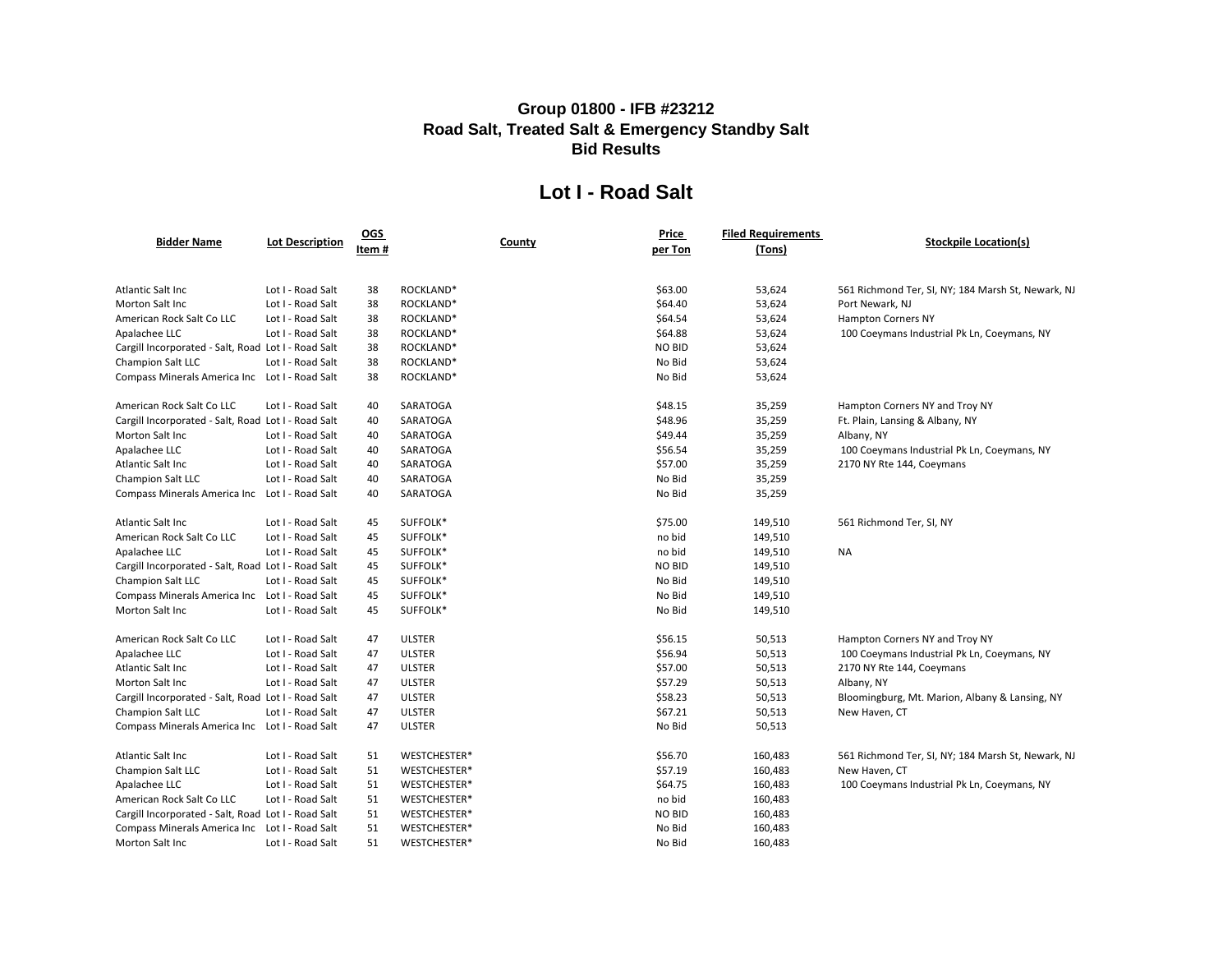## Group 01800 - IFB #23212
## Road Salt, Treated Salt & Emergency Standby Salt
## Bid Results

# Lot I - Road Salt

| Bidder Name | Lot Description | OGS Item # | County | Price per Ton | Filed Requirements (Tons) | Stockpile Location(s) |
|---|---|---|---|---|---|---|
| Atlantic Salt Inc | Lot I - Road Salt | 38 | ROCKLAND* | $63.00 | 53,624 | 561 Richmond Ter, SI, NY; 184 Marsh St, Newark, NJ |
| Morton Salt Inc | Lot I - Road Salt | 38 | ROCKLAND* | $64.40 | 53,624 | Port Newark, NJ |
| American Rock Salt Co LLC | Lot I - Road Salt | 38 | ROCKLAND* | $64.54 | 53,624 | Hampton Corners NY |
| Apalachee LLC | Lot I - Road Salt | 38 | ROCKLAND* | $64.88 | 53,624 | 100 Coeymans Industrial Pk Ln, Coeymans, NY |
| Cargill Incorporated - Salt, Road | Lot I - Road Salt | 38 | ROCKLAND* | NO BID | 53,624 | |
| Champion Salt LLC | Lot I - Road Salt | 38 | ROCKLAND* | No Bid | 53,624 | |
| Compass Minerals America Inc | Lot I - Road Salt | 38 | ROCKLAND* | No Bid | 53,624 | |
| | | | | | | |
| American Rock Salt Co LLC | Lot I - Road Salt | 40 | SARATOGA | $48.15 | 35,259 | Hampton Corners NY and Troy NY |
| Cargill Incorporated - Salt, Road | Lot I - Road Salt | 40 | SARATOGA | $48.96 | 35,259 | Ft. Plain, Lansing & Albany, NY |
| Morton Salt Inc | Lot I - Road Salt | 40 | SARATOGA | $49.44 | 35,259 | Albany, NY |
| Apalachee LLC | Lot I - Road Salt | 40 | SARATOGA | $56.54 | 35,259 | 100 Coeymans Industrial Pk Ln, Coeymans, NY |
| Atlantic Salt Inc | Lot I - Road Salt | 40 | SARATOGA | $57.00 | 35,259 | 2170 NY Rte 144, Coeymans |
| Champion Salt LLC | Lot I - Road Salt | 40 | SARATOGA | No Bid | 35,259 | |
| Compass Minerals America Inc | Lot I - Road Salt | 40 | SARATOGA | No Bid | 35,259 | |
| | | | | | | |
| Atlantic Salt Inc | Lot I - Road Salt | 45 | SUFFOLK* | $75.00 | 149,510 | 561 Richmond Ter, SI, NY |
| American Rock Salt Co LLC | Lot I - Road Salt | 45 | SUFFOLK* | no bid | 149,510 | |
| Apalachee LLC | Lot I - Road Salt | 45 | SUFFOLK* | no bid | 149,510 | NA |
| Cargill Incorporated - Salt, Road | Lot I - Road Salt | 45 | SUFFOLK* | NO BID | 149,510 | |
| Champion Salt LLC | Lot I - Road Salt | 45 | SUFFOLK* | No Bid | 149,510 | |
| Compass Minerals America Inc | Lot I - Road Salt | 45 | SUFFOLK* | No Bid | 149,510 | |
| Morton Salt Inc | Lot I - Road Salt | 45 | SUFFOLK* | No Bid | 149,510 | |
| | | | | | | |
| American Rock Salt Co LLC | Lot I - Road Salt | 47 | ULSTER | $56.15 | 50,513 | Hampton Corners NY and Troy NY |
| Apalachee LLC | Lot I - Road Salt | 47 | ULSTER | $56.94 | 50,513 | 100 Coeymans Industrial Pk Ln, Coeymans, NY |
| Atlantic Salt Inc | Lot I - Road Salt | 47 | ULSTER | $57.00 | 50,513 | 2170 NY Rte 144, Coeymans |
| Morton Salt Inc | Lot I - Road Salt | 47 | ULSTER | $57.29 | 50,513 | Albany, NY |
| Cargill Incorporated - Salt, Road | Lot I - Road Salt | 47 | ULSTER | $58.23 | 50,513 | Bloomingburg, Mt. Marion, Albany & Lansing, NY |
| Champion Salt LLC | Lot I - Road Salt | 47 | ULSTER | $67.21 | 50,513 | New Haven, CT |
| Compass Minerals America Inc | Lot I - Road Salt | 47 | ULSTER | No Bid | 50,513 | |
| | | | | | | |
| Atlantic Salt Inc | Lot I - Road Salt | 51 | WESTCHESTER* | $56.70 | 160,483 | 561 Richmond Ter, SI, NY; 184 Marsh St, Newark, NJ |
| Champion Salt LLC | Lot I - Road Salt | 51 | WESTCHESTER* | $57.19 | 160,483 | New Haven, CT |
| Apalachee LLC | Lot I - Road Salt | 51 | WESTCHESTER* | $64.75 | 160,483 | 100 Coeymans Industrial Pk Ln, Coeymans, NY |
| American Rock Salt Co LLC | Lot I - Road Salt | 51 | WESTCHESTER* | no bid | 160,483 | |
| Cargill Incorporated - Salt, Road | Lot I - Road Salt | 51 | WESTCHESTER* | NO BID | 160,483 | |
| Compass Minerals America Inc | Lot I - Road Salt | 51 | WESTCHESTER* | No Bid | 160,483 | |
| Morton Salt Inc | Lot I - Road Salt | 51 | WESTCHESTER* | No Bid | 160,483 | |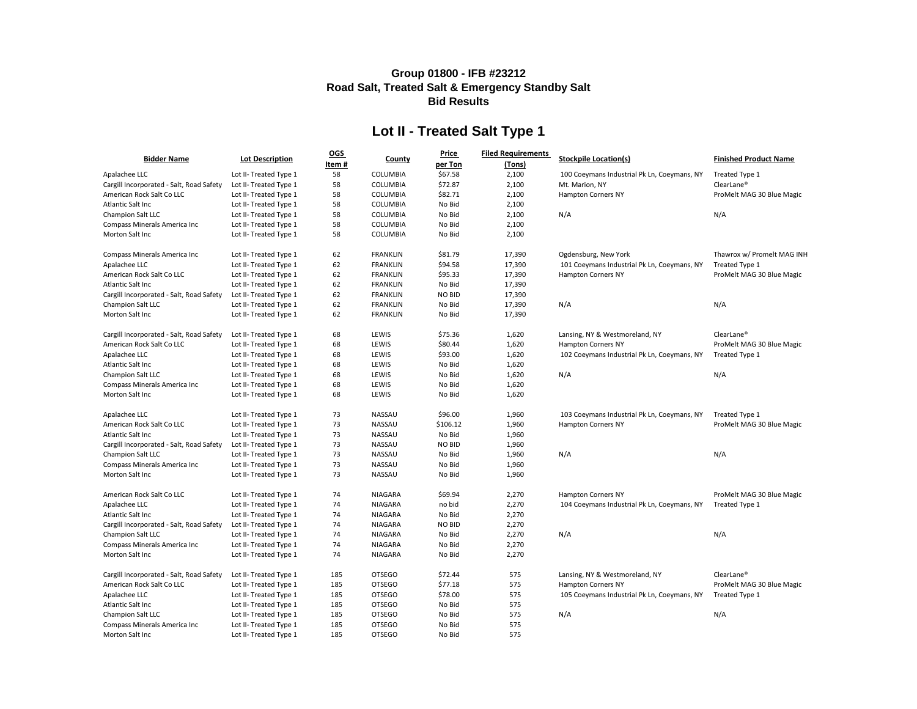**Group 01800 - IFB #23212**
**Road Salt, Treated Salt & Emergency Standby Salt**
**Bid Results**

## Lot II - Treated Salt Type 1

| Bidder Name | Lot Description | OGS Item # | County | Price per Ton | Filed Requirements (Tons) | Stockpile Location(s) | Finished Product Name |
|---|---|---|---|---|---|---|---|
| Apalachee LLC | Lot II- Treated Type 1 | 58 | COLUMBIA | $67.58 | 2,100 | 100 Coeymans Industrial Pk Ln, Coeymans, NY | Treated Type 1 |
| Cargill Incorporated - Salt, Road Safety | Lot II- Treated Type 1 | 58 | COLUMBIA | $72.87 | 2,100 | Mt. Marion, NY | ClearLane® |
| American Rock Salt Co LLC | Lot II- Treated Type 1 | 58 | COLUMBIA | $82.71 | 2,100 | Hampton Corners NY | ProMelt MAG 30 Blue Magic |
| Atlantic Salt Inc | Lot II- Treated Type 1 | 58 | COLUMBIA | No Bid | 2,100 | | |
| Champion Salt LLC | Lot II- Treated Type 1 | 58 | COLUMBIA | No Bid | 2,100 | N/A | N/A |
| Compass Minerals America Inc | Lot II- Treated Type 1 | 58 | COLUMBIA | No Bid | 2,100 | | |
| Morton Salt Inc | Lot II- Treated Type 1 | 58 | COLUMBIA | No Bid | 2,100 | | |
| | | | | | | | |
| Compass Minerals America Inc | Lot II- Treated Type 1 | 62 | FRANKLIN | $81.79 | 17,390 | Ogdensburg, New York | Thawrox w/ Promelt MAG INH |
| Apalachee LLC | Lot II- Treated Type 1 | 62 | FRANKLIN | $94.58 | 17,390 | 101 Coeymans Industrial Pk Ln, Coeymans, NY | Treated Type 1 |
| American Rock Salt Co LLC | Lot II- Treated Type 1 | 62 | FRANKLIN | $95.33 | 17,390 | Hampton Corners NY | ProMelt MAG 30 Blue Magic |
| Atlantic Salt Inc | Lot II- Treated Type 1 | 62 | FRANKLIN | No Bid | 17,390 | | |
| Cargill Incorporated - Salt, Road Safety | Lot II- Treated Type 1 | 62 | FRANKLIN | NO BID | 17,390 | | |
| Champion Salt LLC | Lot II- Treated Type 1 | 62 | FRANKLIN | No Bid | 17,390 | N/A | N/A |
| Morton Salt Inc | Lot II- Treated Type 1 | 62 | FRANKLIN | No Bid | 17,390 | | |
| | | | | | | | |
| Cargill Incorporated - Salt, Road Safety | Lot II- Treated Type 1 | 68 | LEWIS | $75.36 | 1,620 | Lansing, NY & Westmoreland, NY | ClearLane® |
| American Rock Salt Co LLC | Lot II- Treated Type 1 | 68 | LEWIS | $80.44 | 1,620 | Hampton Corners NY | ProMelt MAG 30 Blue Magic |
| Apalachee LLC | Lot II- Treated Type 1 | 68 | LEWIS | $93.00 | 1,620 | 102 Coeymans Industrial Pk Ln, Coeymans, NY | Treated Type 1 |
| Atlantic Salt Inc | Lot II- Treated Type 1 | 68 | LEWIS | No Bid | 1,620 | | |
| Champion Salt LLC | Lot II- Treated Type 1 | 68 | LEWIS | No Bid | 1,620 | N/A | N/A |
| Compass Minerals America Inc | Lot II- Treated Type 1 | 68 | LEWIS | No Bid | 1,620 | | |
| Morton Salt Inc | Lot II- Treated Type 1 | 68 | LEWIS | No Bid | 1,620 | | |
| | | | | | | | |
| Apalachee LLC | Lot II- Treated Type 1 | 73 | NASSAU | $96.00 | 1,960 | 103 Coeymans Industrial Pk Ln, Coeymans, NY | Treated Type 1 |
| American Rock Salt Co LLC | Lot II- Treated Type 1 | 73 | NASSAU | $106.12 | 1,960 | Hampton Corners NY | ProMelt MAG 30 Blue Magic |
| Atlantic Salt Inc | Lot II- Treated Type 1 | 73 | NASSAU | No Bid | 1,960 | | |
| Cargill Incorporated - Salt, Road Safety | Lot II- Treated Type 1 | 73 | NASSAU | NO BID | 1,960 | | |
| Champion Salt LLC | Lot II- Treated Type 1 | 73 | NASSAU | No Bid | 1,960 | N/A | N/A |
| Compass Minerals America Inc | Lot II- Treated Type 1 | 73 | NASSAU | No Bid | 1,960 | | |
| Morton Salt Inc | Lot II- Treated Type 1 | 73 | NASSAU | No Bid | 1,960 | | |
| | | | | | | | |
| American Rock Salt Co LLC | Lot II- Treated Type 1 | 74 | NIAGARA | $69.94 | 2,270 | Hampton Corners NY | ProMelt MAG 30 Blue Magic |
| Apalachee LLC | Lot II- Treated Type 1 | 74 | NIAGARA | no bid | 2,270 | 104 Coeymans Industrial Pk Ln, Coeymans, NY | Treated Type 1 |
| Atlantic Salt Inc | Lot II- Treated Type 1 | 74 | NIAGARA | No Bid | 2,270 | | |
| Cargill Incorporated - Salt, Road Safety | Lot II- Treated Type 1 | 74 | NIAGARA | NO BID | 2,270 | | |
| Champion Salt LLC | Lot II- Treated Type 1 | 74 | NIAGARA | No Bid | 2,270 | N/A | N/A |
| Compass Minerals America Inc | Lot II- Treated Type 1 | 74 | NIAGARA | No Bid | 2,270 | | |
| Morton Salt Inc | Lot II- Treated Type 1 | 74 | NIAGARA | No Bid | 2,270 | | |
| | | | | | | | |
| Cargill Incorporated - Salt, Road Safety | Lot II- Treated Type 1 | 185 | OTSEGO | $72.44 | 575 | Lansing, NY & Westmoreland, NY | ClearLane® |
| American Rock Salt Co LLC | Lot II- Treated Type 1 | 185 | OTSEGO | $77.18 | 575 | Hampton Corners NY | ProMelt MAG 30 Blue Magic |
| Apalachee LLC | Lot II- Treated Type 1 | 185 | OTSEGO | $78.00 | 575 | 105 Coeymans Industrial Pk Ln, Coeymans, NY | Treated Type 1 |
| Atlantic Salt Inc | Lot II- Treated Type 1 | 185 | OTSEGO | No Bid | 575 | | |
| Champion Salt LLC | Lot II- Treated Type 1 | 185 | OTSEGO | No Bid | 575 | N/A | N/A |
| Compass Minerals America Inc | Lot II- Treated Type 1 | 185 | OTSEGO | No Bid | 575 | | |
| Morton Salt Inc | Lot II- Treated Type 1 | 185 | OTSEGO | No Bid | 575 | | |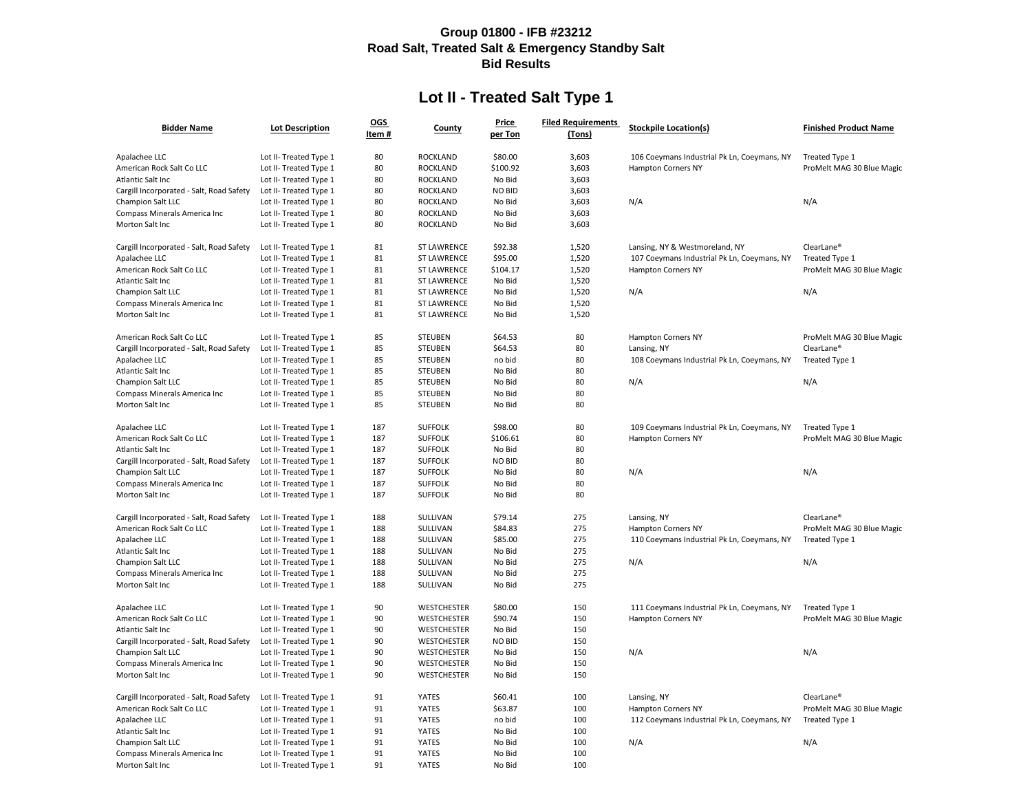**Group 01800 - IFB #23212**
**Road Salt, Treated Salt & Emergency Standby Salt**
**Bid Results**

## Lot II - Treated Salt Type 1

| Bidder Name | Lot Description | OGS Item # | County | Price per Ton | Filed Requirements (Tons) | Stockpile Location(s) | Finished Product Name |
|---|---|---|---|---|---|---|---|
| Apalachee LLC | Lot II- Treated Type 1 | 80 | ROCKLAND | $80.00 | 3,603 | 106 Coeymans Industrial Pk Ln, Coeymans, NY | Treated Type 1 |
| American Rock Salt Co LLC | Lot II- Treated Type 1 | 80 | ROCKLAND | $100.92 | 3,603 | Hampton Corners NY | ProMelt MAG 30 Blue Magic |
| Atlantic Salt Inc | Lot II- Treated Type 1 | 80 | ROCKLAND | No Bid | 3,603 | | |
| Cargill Incorporated - Salt, Road Safety | Lot II- Treated Type 1 | 80 | ROCKLAND | NO BID | 3,603 | | |
| Champion Salt LLC | Lot II- Treated Type 1 | 80 | ROCKLAND | No Bid | 3,603 | N/A | N/A |
| Compass Minerals America Inc | Lot II- Treated Type 1 | 80 | ROCKLAND | No Bid | 3,603 | | |
| Morton Salt Inc | Lot II- Treated Type 1 | 80 | ROCKLAND | No Bid | 3,603 | | |
| | | | | | | | |
| Cargill Incorporated - Salt, Road Safety | Lot II- Treated Type 1 | 81 | ST LAWRENCE | $92.38 | 1,520 | Lansing, NY & Westmoreland, NY | ClearLane® |
| Apalachee LLC | Lot II- Treated Type 1 | 81 | ST LAWRENCE | $95.00 | 1,520 | 107 Coeymans Industrial Pk Ln, Coeymans, NY | Treated Type 1 |
| American Rock Salt Co LLC | Lot II- Treated Type 1 | 81 | ST LAWRENCE | $104.17 | 1,520 | Hampton Corners NY | ProMelt MAG 30 Blue Magic |
| Atlantic Salt Inc | Lot II- Treated Type 1 | 81 | ST LAWRENCE | No Bid | 1,520 | | |
| Champion Salt LLC | Lot II- Treated Type 1 | 81 | ST LAWRENCE | No Bid | 1,520 | N/A | N/A |
| Compass Minerals America Inc | Lot II- Treated Type 1 | 81 | ST LAWRENCE | No Bid | 1,520 | | |
| Morton Salt Inc | Lot II- Treated Type 1 | 81 | ST LAWRENCE | No Bid | 1,520 | | |
| | | | | | | | |
| American Rock Salt Co LLC | Lot II- Treated Type 1 | 85 | STEUBEN | $64.53 | 80 | Hampton Corners NY | ProMelt MAG 30 Blue Magic |
| Cargill Incorporated - Salt, Road Safety | Lot II- Treated Type 1 | 85 | STEUBEN | $64.53 | 80 | Lansing, NY | ClearLane® |
| Apalachee LLC | Lot II- Treated Type 1 | 85 | STEUBEN | no bid | 80 | 108 Coeymans Industrial Pk Ln, Coeymans, NY | Treated Type 1 |
| Atlantic Salt Inc | Lot II- Treated Type 1 | 85 | STEUBEN | No Bid | 80 | | |
| Champion Salt LLC | Lot II- Treated Type 1 | 85 | STEUBEN | No Bid | 80 | N/A | N/A |
| Compass Minerals America Inc | Lot II- Treated Type 1 | 85 | STEUBEN | No Bid | 80 | | |
| Morton Salt Inc | Lot II- Treated Type 1 | 85 | STEUBEN | No Bid | 80 | | |
| | | | | | | | |
| Apalachee LLC | Lot II- Treated Type 1 | 187 | SUFFOLK | $98.00 | 80 | 109 Coeymans Industrial Pk Ln, Coeymans, NY | Treated Type 1 |
| American Rock Salt Co LLC | Lot II- Treated Type 1 | 187 | SUFFOLK | $106.61 | 80 | Hampton Corners NY | ProMelt MAG 30 Blue Magic |
| Atlantic Salt Inc | Lot II- Treated Type 1 | 187 | SUFFOLK | No Bid | 80 | | |
| Cargill Incorporated - Salt, Road Safety | Lot II- Treated Type 1 | 187 | SUFFOLK | NO BID | 80 | | |
| Champion Salt LLC | Lot II- Treated Type 1 | 187 | SUFFOLK | No Bid | 80 | N/A | N/A |
| Compass Minerals America Inc | Lot II- Treated Type 1 | 187 | SUFFOLK | No Bid | 80 | | |
| Morton Salt Inc | Lot II- Treated Type 1 | 187 | SUFFOLK | No Bid | 80 | | |
| | | | | | | | |
| Cargill Incorporated - Salt, Road Safety | Lot II- Treated Type 1 | 188 | SULLIVAN | $79.14 | 275 | Lansing, NY | ClearLane® |
| American Rock Salt Co LLC | Lot II- Treated Type 1 | 188 | SULLIVAN | $84.83 | 275 | Hampton Corners NY | ProMelt MAG 30 Blue Magic |
| Apalachee LLC | Lot II- Treated Type 1 | 188 | SULLIVAN | $85.00 | 275 | 110 Coeymans Industrial Pk Ln, Coeymans, NY | Treated Type 1 |
| Atlantic Salt Inc | Lot II- Treated Type 1 | 188 | SULLIVAN | No Bid | 275 | | |
| Champion Salt LLC | Lot II- Treated Type 1 | 188 | SULLIVAN | No Bid | 275 | N/A | N/A |
| Compass Minerals America Inc | Lot II- Treated Type 1 | 188 | SULLIVAN | No Bid | 275 | | |
| Morton Salt Inc | Lot II- Treated Type 1 | 188 | SULLIVAN | No Bid | 275 | | |
| | | | | | | | |
| Apalachee LLC | Lot II- Treated Type 1 | 90 | WESTCHESTER | $80.00 | 150 | 111 Coeymans Industrial Pk Ln, Coeymans, NY | Treated Type 1 |
| American Rock Salt Co LLC | Lot II- Treated Type 1 | 90 | WESTCHESTER | $90.74 | 150 | Hampton Corners NY | ProMelt MAG 30 Blue Magic |
| Atlantic Salt Inc | Lot II- Treated Type 1 | 90 | WESTCHESTER | No Bid | 150 | | |
| Cargill Incorporated - Salt, Road Safety | Lot II- Treated Type 1 | 90 | WESTCHESTER | NO BID | 150 | | |
| Champion Salt LLC | Lot II- Treated Type 1 | 90 | WESTCHESTER | No Bid | 150 | N/A | N/A |
| Compass Minerals America Inc | Lot II- Treated Type 1 | 90 | WESTCHESTER | No Bid | 150 | | |
| Morton Salt Inc | Lot II- Treated Type 1 | 90 | WESTCHESTER | No Bid | 150 | | |
| | | | | | | | |
| Cargill Incorporated - Salt, Road Safety | Lot II- Treated Type 1 | 91 | YATES | $60.41 | 100 | Lansing, NY | ClearLane® |
| American Rock Salt Co LLC | Lot II- Treated Type 1 | 91 | YATES | $63.87 | 100 | Hampton Corners NY | ProMelt MAG 30 Blue Magic |
| Apalachee LLC | Lot II- Treated Type 1 | 91 | YATES | no bid | 100 | 112 Coeymans Industrial Pk Ln, Coeymans, NY | Treated Type 1 |
| Atlantic Salt Inc | Lot II- Treated Type 1 | 91 | YATES | No Bid | 100 | | |
| Champion Salt LLC | Lot II- Treated Type 1 | 91 | YATES | No Bid | 100 | N/A | N/A |
| Compass Minerals America Inc | Lot II- Treated Type 1 | 91 | YATES | No Bid | 100 | | |
| Morton Salt Inc | Lot II- Treated Type 1 | 91 | YATES | No Bid | 100 | | |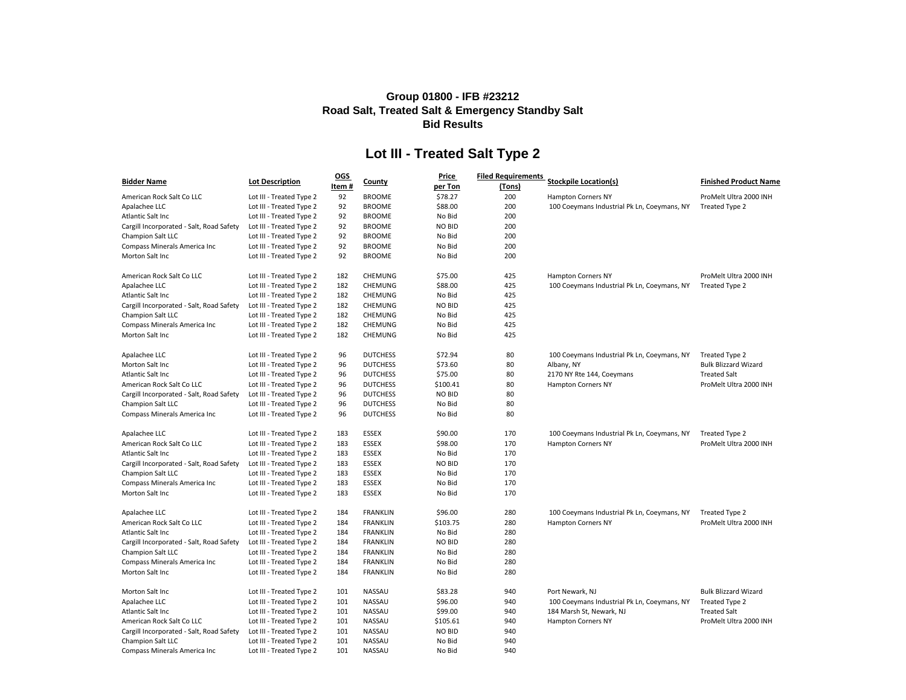**Group 01800 - IFB #23212**
**Road Salt, Treated Salt & Emergency Standby Salt**
**Bid Results**

## Lot III - Treated Salt Type 2

| Bidder Name | Lot Description | OGS Item # | County | Price per Ton | Filed Requirements (Tons) | Stockpile Location(s) | Finished Product Name |
|---|---|---|---|---|---|---|---|
| American Rock Salt Co LLC | Lot III - Treated Type 2 | 92 | BROOME | $78.27 | 200 | Hampton Corners NY | ProMelt Ultra 2000 INH |
| Apalachee LLC | Lot III - Treated Type 2 | 92 | BROOME | $88.00 | 200 | 100 Coeymans Industrial Pk Ln, Coeymans, NY | Treated Type 2 |
| Atlantic Salt Inc | Lot III - Treated Type 2 | 92 | BROOME | No Bid | 200 | | |
| Cargill Incorporated - Salt, Road Safety | Lot III - Treated Type 2 | 92 | BROOME | NO BID | 200 | | |
| Champion Salt LLC | Lot III - Treated Type 2 | 92 | BROOME | No Bid | 200 | | |
| Compass Minerals America Inc | Lot III - Treated Type 2 | 92 | BROOME | No Bid | 200 | | |
| Morton Salt Inc | Lot III - Treated Type 2 | 92 | BROOME | No Bid | 200 | | |
| | | | | | | | |
| American Rock Salt Co LLC | Lot III - Treated Type 2 | 182 | CHEMUNG | $75.00 | 425 | Hampton Corners NY | ProMelt Ultra 2000 INH |
| Apalachee LLC | Lot III - Treated Type 2 | 182 | CHEMUNG | $88.00 | 425 | 100 Coeymans Industrial Pk Ln, Coeymans, NY | Treated Type 2 |
| Atlantic Salt Inc | Lot III - Treated Type 2 | 182 | CHEMUNG | No Bid | 425 | | |
| Cargill Incorporated - Salt, Road Safety | Lot III - Treated Type 2 | 182 | CHEMUNG | NO BID | 425 | | |
| Champion Salt LLC | Lot III - Treated Type 2 | 182 | CHEMUNG | No Bid | 425 | | |
| Compass Minerals America Inc | Lot III - Treated Type 2 | 182 | CHEMUNG | No Bid | 425 | | |
| Morton Salt Inc | Lot III - Treated Type 2 | 182 | CHEMUNG | No Bid | 425 | | |
| | | | | | | | |
| Apalachee LLC | Lot III - Treated Type 2 | 96 | DUTCHESS | $72.94 | 80 | 100 Coeymans Industrial Pk Ln, Coeymans, NY | Treated Type 2 |
| Morton Salt Inc | Lot III - Treated Type 2 | 96 | DUTCHESS | $73.60 | 80 | Albany, NY | Bulk Blizzard Wizard |
| Atlantic Salt Inc | Lot III - Treated Type 2 | 96 | DUTCHESS | $75.00 | 80 | 2170 NY Rte 144, Coeymans | Treated Salt |
| American Rock Salt Co LLC | Lot III - Treated Type 2 | 96 | DUTCHESS | $100.41 | 80 | Hampton Corners NY | ProMelt Ultra 2000 INH |
| Cargill Incorporated - Salt, Road Safety | Lot III - Treated Type 2 | 96 | DUTCHESS | NO BID | 80 | | |
| Champion Salt LLC | Lot III - Treated Type 2 | 96 | DUTCHESS | No Bid | 80 | | |
| Compass Minerals America Inc | Lot III - Treated Type 2 | 96 | DUTCHESS | No Bid | 80 | | |
| | | | | | | | |
| Apalachee LLC | Lot III - Treated Type 2 | 183 | ESSEX | $90.00 | 170 | 100 Coeymans Industrial Pk Ln, Coeymans, NY | Treated Type 2 |
| American Rock Salt Co LLC | Lot III - Treated Type 2 | 183 | ESSEX | $98.00 | 170 | Hampton Corners NY | ProMelt Ultra 2000 INH |
| Atlantic Salt Inc | Lot III - Treated Type 2 | 183 | ESSEX | No Bid | 170 | | |
| Cargill Incorporated - Salt, Road Safety | Lot III - Treated Type 2 | 183 | ESSEX | NO BID | 170 | | |
| Champion Salt LLC | Lot III - Treated Type 2 | 183 | ESSEX | No Bid | 170 | | |
| Compass Minerals America Inc | Lot III - Treated Type 2 | 183 | ESSEX | No Bid | 170 | | |
| Morton Salt Inc | Lot III - Treated Type 2 | 183 | ESSEX | No Bid | 170 | | |
| | | | | | | | |
| Apalachee LLC | Lot III - Treated Type 2 | 184 | FRANKLIN | $96.00 | 280 | 100 Coeymans Industrial Pk Ln, Coeymans, NY | Treated Type 2 |
| American Rock Salt Co LLC | Lot III - Treated Type 2 | 184 | FRANKLIN | $103.75 | 280 | Hampton Corners NY | ProMelt Ultra 2000 INH |
| Atlantic Salt Inc | Lot III - Treated Type 2 | 184 | FRANKLIN | No Bid | 280 | | |
| Cargill Incorporated - Salt, Road Safety | Lot III - Treated Type 2 | 184 | FRANKLIN | NO BID | 280 | | |
| Champion Salt LLC | Lot III - Treated Type 2 | 184 | FRANKLIN | No Bid | 280 | | |
| Compass Minerals America Inc | Lot III - Treated Type 2 | 184 | FRANKLIN | No Bid | 280 | | |
| Morton Salt Inc | Lot III - Treated Type 2 | 184 | FRANKLIN | No Bid | 280 | | |
| | | | | | | | |
| Morton Salt Inc | Lot III - Treated Type 2 | 101 | NASSAU | $83.28 | 940 | Port Newark, NJ | Bulk Blizzard Wizard |
| Apalachee LLC | Lot III - Treated Type 2 | 101 | NASSAU | $96.00 | 940 | 100 Coeymans Industrial Pk Ln, Coeymans, NY | Treated Type 2 |
| Atlantic Salt Inc | Lot III - Treated Type 2 | 101 | NASSAU | $99.00 | 940 | 184 Marsh St, Newark, NJ | Treated Salt |
| American Rock Salt Co LLC | Lot III - Treated Type 2 | 101 | NASSAU | $105.61 | 940 | Hampton Corners NY | ProMelt Ultra 2000 INH |
| Cargill Incorporated - Salt, Road Safety | Lot III - Treated Type 2 | 101 | NASSAU | NO BID | 940 | | |
| Champion Salt LLC | Lot III - Treated Type 2 | 101 | NASSAU | No Bid | 940 | | |
| Compass Minerals America Inc | Lot III - Treated Type 2 | 101 | NASSAU | No Bid | 940 | | |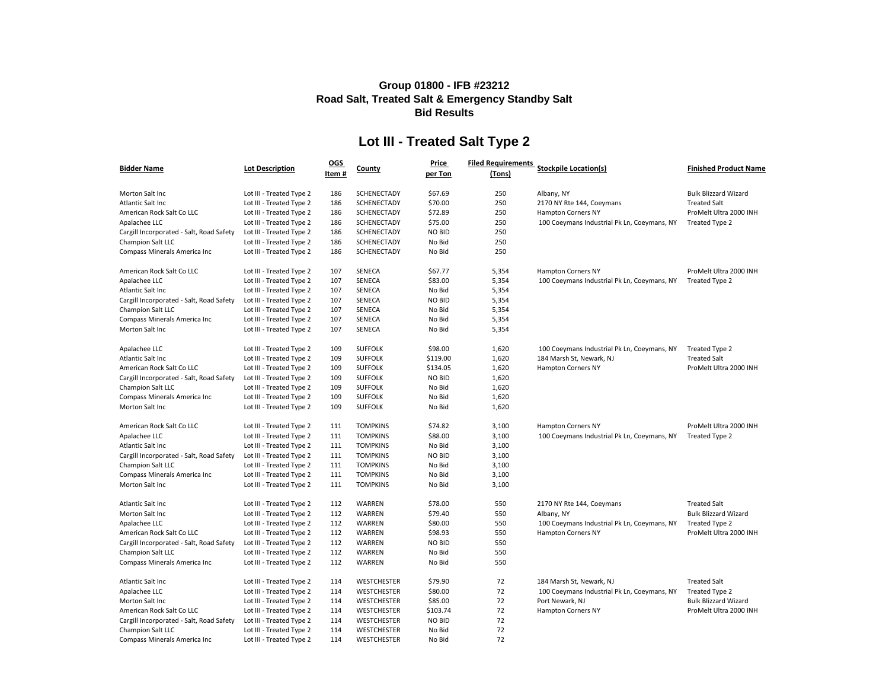**Group 01800 - IFB #23212**
**Road Salt, Treated Salt & Emergency Standby Salt**
**Bid Results**

## Lot III - Treated Salt Type 2

| Bidder Name | Lot Description | OGS Item # | County | Price per Ton | Filed Requirements (Tons) | Stockpile Location(s) | Finished Product Name |
|---|---|---|---|---|---|---|---|
| Morton Salt Inc | Lot III - Treated Type 2 | 186 | SCHENECTADY | $67.69 | 250 | Albany, NY | Bulk Blizzard Wizard |
| Atlantic Salt Inc | Lot III - Treated Type 2 | 186 | SCHENECTADY | $70.00 | 250 | 2170 NY Rte 144, Coeymans | Treated Salt |
| American Rock Salt Co LLC | Lot III - Treated Type 2 | 186 | SCHENECTADY | $72.89 | 250 | Hampton Corners NY | ProMelt Ultra 2000 INH |
| Apalachee LLC | Lot III - Treated Type 2 | 186 | SCHENECTADY | $75.00 | 250 | 100 Coeymans Industrial Pk Ln, Coeymans, NY | Treated Type 2 |
| Cargill Incorporated - Salt, Road Safety | Lot III - Treated Type 2 | 186 | SCHENECTADY | NO BID | 250 | | |
| Champion Salt LLC | Lot III - Treated Type 2 | 186 | SCHENECTADY | No Bid | 250 | | |
| Compass Minerals America Inc | Lot III - Treated Type 2 | 186 | SCHENECTADY | No Bid | 250 | | |
| | | | | | | | |
| American Rock Salt Co LLC | Lot III - Treated Type 2 | 107 | SENECA | $67.77 | 5,354 | Hampton Corners NY | ProMelt Ultra 2000 INH |
| Apalachee LLC | Lot III - Treated Type 2 | 107 | SENECA | $83.00 | 5,354 | 100 Coeymans Industrial Pk Ln, Coeymans, NY | Treated Type 2 |
| Atlantic Salt Inc | Lot III - Treated Type 2 | 107 | SENECA | No Bid | 5,354 | | |
| Cargill Incorporated - Salt, Road Safety | Lot III - Treated Type 2 | 107 | SENECA | NO BID | 5,354 | | |
| Champion Salt LLC | Lot III - Treated Type 2 | 107 | SENECA | No Bid | 5,354 | | |
| Compass Minerals America Inc | Lot III - Treated Type 2 | 107 | SENECA | No Bid | 5,354 | | |
| Morton Salt Inc | Lot III - Treated Type 2 | 107 | SENECA | No Bid | 5,354 | | |
| | | | | | | | |
| Apalachee LLC | Lot III - Treated Type 2 | 109 | SUFFOLK | $98.00 | 1,620 | 100 Coeymans Industrial Pk Ln, Coeymans, NY | Treated Type 2 |
| Atlantic Salt Inc | Lot III - Treated Type 2 | 109 | SUFFOLK | $119.00 | 1,620 | 184 Marsh St, Newark, NJ | Treated Salt |
| American Rock Salt Co LLC | Lot III - Treated Type 2 | 109 | SUFFOLK | $134.05 | 1,620 | Hampton Corners NY | ProMelt Ultra 2000 INH |
| Cargill Incorporated - Salt, Road Safety | Lot III - Treated Type 2 | 109 | SUFFOLK | NO BID | 1,620 | | |
| Champion Salt LLC | Lot III - Treated Type 2 | 109 | SUFFOLK | No Bid | 1,620 | | |
| Compass Minerals America Inc | Lot III - Treated Type 2 | 109 | SUFFOLK | No Bid | 1,620 | | |
| Morton Salt Inc | Lot III - Treated Type 2 | 109 | SUFFOLK | No Bid | 1,620 | | |
| | | | | | | | |
| American Rock Salt Co LLC | Lot III - Treated Type 2 | 111 | TOMPKINS | $74.82 | 3,100 | Hampton Corners NY | ProMelt Ultra 2000 INH |
| Apalachee LLC | Lot III - Treated Type 2 | 111 | TOMPKINS | $88.00 | 3,100 | 100 Coeymans Industrial Pk Ln, Coeymans, NY | Treated Type 2 |
| Atlantic Salt Inc | Lot III - Treated Type 2 | 111 | TOMPKINS | No Bid | 3,100 | | |
| Cargill Incorporated - Salt, Road Safety | Lot III - Treated Type 2 | 111 | TOMPKINS | NO BID | 3,100 | | |
| Champion Salt LLC | Lot III - Treated Type 2 | 111 | TOMPKINS | No Bid | 3,100 | | |
| Compass Minerals America Inc | Lot III - Treated Type 2 | 111 | TOMPKINS | No Bid | 3,100 | | |
| Morton Salt Inc | Lot III - Treated Type 2 | 111 | TOMPKINS | No Bid | 3,100 | | |
| | | | | | | | |
| Atlantic Salt Inc | Lot III - Treated Type 2 | 112 | WARREN | $78.00 | 550 | 2170 NY Rte 144, Coeymans | Treated Salt |
| Morton Salt Inc | Lot III - Treated Type 2 | 112 | WARREN | $79.40 | 550 | Albany, NY | Bulk Blizzard Wizard |
| Apalachee LLC | Lot III - Treated Type 2 | 112 | WARREN | $80.00 | 550 | 100 Coeymans Industrial Pk Ln, Coeymans, NY | Treated Type 2 |
| American Rock Salt Co LLC | Lot III - Treated Type 2 | 112 | WARREN | $98.93 | 550 | Hampton Corners NY | ProMelt Ultra 2000 INH |
| Cargill Incorporated - Salt, Road Safety | Lot III - Treated Type 2 | 112 | WARREN | NO BID | 550 | | |
| Champion Salt LLC | Lot III - Treated Type 2 | 112 | WARREN | No Bid | 550 | | |
| Compass Minerals America Inc | Lot III - Treated Type 2 | 112 | WARREN | No Bid | 550 | | |
| | | | | | | | |
| Atlantic Salt Inc | Lot III - Treated Type 2 | 114 | WESTCHESTER | $79.90 | 72 | 184 Marsh St, Newark, NJ | Treated Salt |
| Apalachee LLC | Lot III - Treated Type 2 | 114 | WESTCHESTER | $80.00 | 72 | 100 Coeymans Industrial Pk Ln, Coeymans, NY | Treated Type 2 |
| Morton Salt Inc | Lot III - Treated Type 2 | 114 | WESTCHESTER | $85.00 | 72 | Port Newark, NJ | Bulk Blizzard Wizard |
| American Rock Salt Co LLC | Lot III - Treated Type 2 | 114 | WESTCHESTER | $103.74 | 72 | Hampton Corners NY | ProMelt Ultra 2000 INH |
| Cargill Incorporated - Salt, Road Safety | Lot III - Treated Type 2 | 114 | WESTCHESTER | NO BID | 72 | | |
| Champion Salt LLC | Lot III - Treated Type 2 | 114 | WESTCHESTER | No Bid | 72 | | |
| Compass Minerals America Inc | Lot III - Treated Type 2 | 114 | WESTCHESTER | No Bid | 72 | | |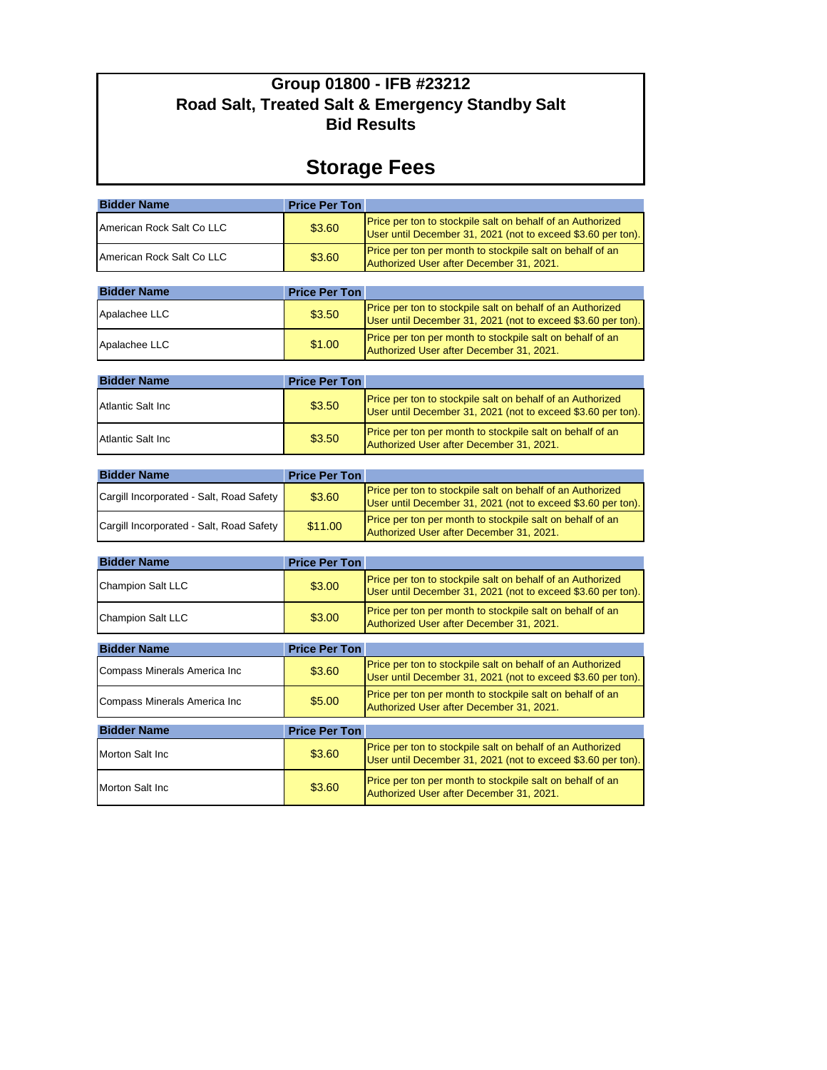# Group 01800 - IFB #23212
# Road Salt, Treated Salt & Emergency Standby Salt
# Bid Results

## Storage Fees

| Bidder Name | Price Per Ton | |
|---|---|---|
| American Rock Salt Co LLC | $3.60 | Price per ton to stockpile salt on behalf of an Authorized User until December 31, 2021 (not to exceed $3.60 per ton). |
| American Rock Salt Co LLC | $3.60 | Price per ton per month to stockpile salt on behalf of an Authorized User after December 31, 2021. |

| Bidder Name | Price Per Ton | |
|---|---|---|
| Apalachee LLC | $3.50 | Price per ton to stockpile salt on behalf of an Authorized User until December 31, 2021 (not to exceed $3.60 per ton). |
| Apalachee LLC | $1.00 | Price per ton per month to stockpile salt on behalf of an Authorized User after December 31, 2021. |

| Bidder Name | Price Per Ton | |
|---|---|---|
| Atlantic Salt Inc | $3.50 | Price per ton to stockpile salt on behalf of an Authorized User until December 31, 2021 (not to exceed $3.60 per ton). |
| Atlantic Salt Inc | $3.50 | Price per ton per month to stockpile salt on behalf of an Authorized User after December 31, 2021. |

| Bidder Name | Price Per Ton | |
|---|---|---|
| Cargill Incorporated - Salt, Road Safety | $3.60 | Price per ton to stockpile salt on behalf of an Authorized User until December 31, 2021 (not to exceed $3.60 per ton). |
| Cargill Incorporated - Salt, Road Safety | $11.00 | Price per ton per month to stockpile salt on behalf of an Authorized User after December 31, 2021. |

| Bidder Name | Price Per Ton | |
|---|---|---|
| Champion Salt LLC | $3.00 | Price per ton to stockpile salt on behalf of an Authorized User until December 31, 2021 (not to exceed $3.60 per ton). |
| Champion Salt LLC | $3.00 | Price per ton per month to stockpile salt on behalf of an Authorized User after December 31, 2021. |

| Bidder Name | Price Per Ton | |
|---|---|---|
| Compass Minerals America Inc | $3.60 | Price per ton to stockpile salt on behalf of an Authorized User until December 31, 2021 (not to exceed $3.60 per ton). |
| Compass Minerals America Inc | $5.00 | Price per ton per month to stockpile salt on behalf of an Authorized User after December 31, 2021. |

| Bidder Name | Price Per Ton | |
|---|---|---|
| Morton Salt Inc | $3.60 | Price per ton to stockpile salt on behalf of an Authorized User until December 31, 2021 (not to exceed $3.60 per ton). |
| Morton Salt Inc | $3.60 | Price per ton per month to stockpile salt on behalf of an Authorized User after December 31, 2021. |